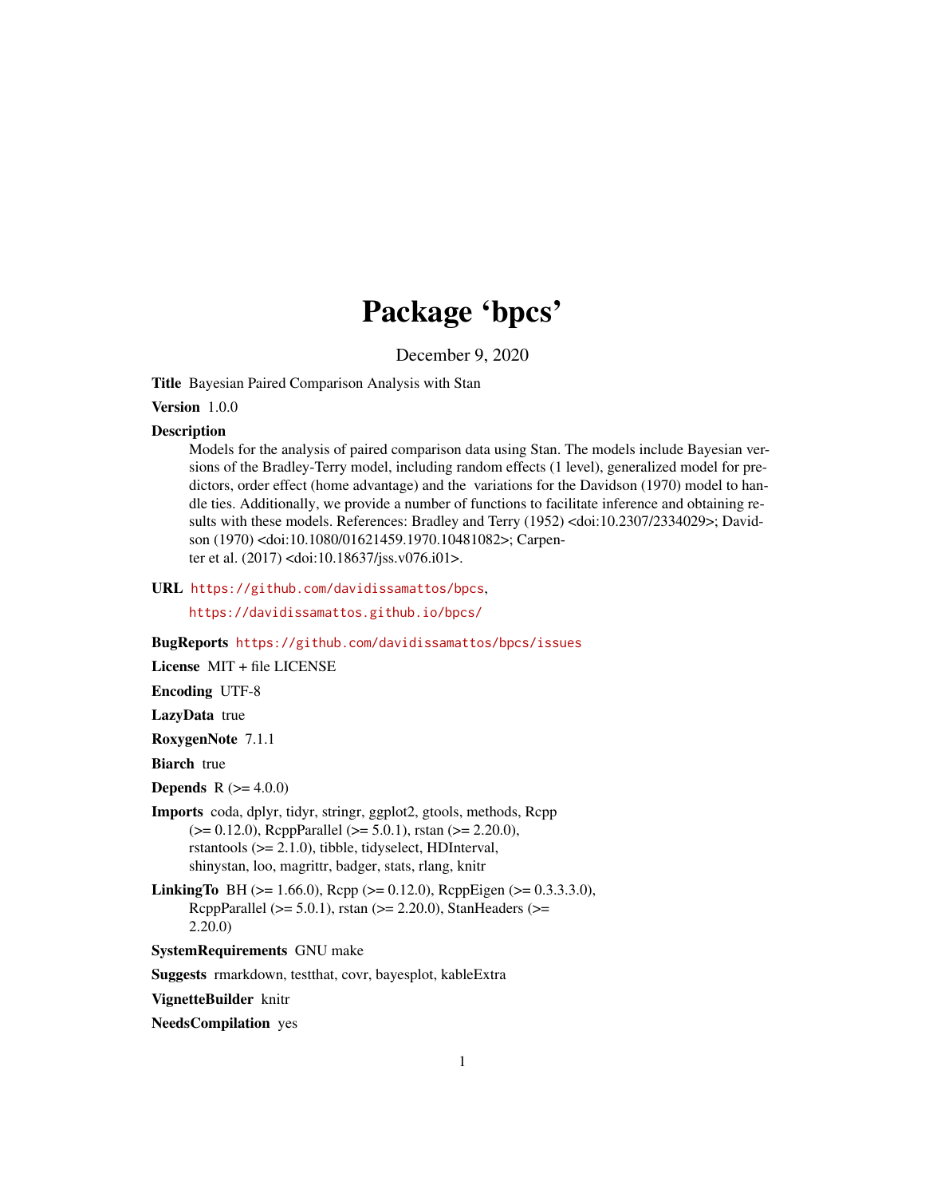# Package 'bpcs'

December 9, 2020

**Title** Bayesian Paired Comparison Analysis with Stan

**Version** 1.0.0

**Description**
Models for the analysis of paired comparison data using Stan. The models include Bayesian versions of the Bradley-Terry model, including random effects (1 level), generalized model for predictors, order effect (home advantage) and the variations for the Davidson (1970) model to handle ties. Additionally, we provide a number of functions to facilitate inference and obtaining results with these models. References: Bradley and Terry (1952) <doi:10.2307/2334029>; Davidson (1970) <doi:10.1080/01621459.1970.10481082>; Carpenter et al. (2017) <doi:10.18637/jss.v076.i01>.

**URL** https://github.com/davidissamattos/bpcs,
https://davidissamattos.github.io/bpcs/

**BugReports** https://github.com/davidissamattos/bpcs/issues

**License** MIT + file LICENSE

**Encoding** UTF-8

**LazyData** true

**RoxygenNote** 7.1.1

**Biarch** true

**Depends** R (>= 4.0.0)

**Imports** coda, dplyr, tidyr, stringr, ggplot2, gtools, methods, Rcpp (>= 0.12.0), RcppParallel (>= 5.0.1), rstan (>= 2.20.0), rstantools (>= 2.1.0), tibble, tidyselect, HDInterval, shinystan, loo, magrittr, badger, stats, rlang, knitr

**LinkingTo** BH (>= 1.66.0), Rcpp (>= 0.12.0), RcppEigen (>= 0.3.3.3.0), RcppParallel (>= 5.0.1), rstan (>= 2.20.0), StanHeaders (>= 2.20.0)

**SystemRequirements** GNU make

**Suggests** rmarkdown, testthat, covr, bayesplot, kableExtra

**VignetteBuilder** knitr

**NeedsCompilation** yes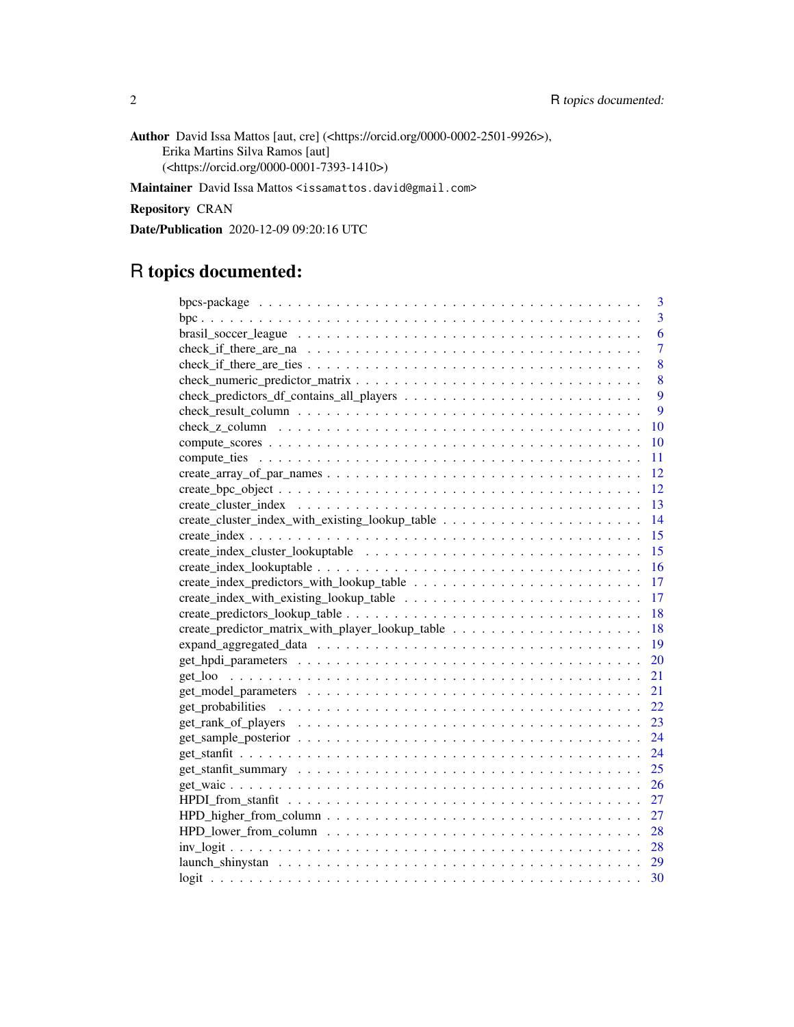**Author** David Issa Mattos [aut, cre] (<https://orcid.org/0000-0002-2501-9926>), Erika Martins Silva Ramos [aut] (<https://orcid.org/0000-0001-7393-1410>)

**Maintainer** David Issa Mattos <issamattos.david@gmail.com>

**Repository** CRAN

**Date/Publication** 2020-12-09 09:20:16 UTC

# R topics documented:

| | |
|---|---|
| bpcs-package | 3 |
| bpc | 3 |
| brasil_soccer_league | 6 |
| check_if_there_are_na | 7 |
| check_if_there_are_ties | 8 |
| check_numeric_predictor_matrix | 8 |
| check_predictors_df_contains_all_players | 9 |
| check_result_column | 9 |
| check_z_column | 10 |
| compute_scores | 10 |
| compute_ties | 11 |
| create_array_of_par_names | 12 |
| create_bpc_object | 12 |
| create_cluster_index | 13 |
| create_cluster_index_with_existing_lookup_table | 14 |
| create_index | 15 |
| create_index_cluster_lookuptable | 15 |
| create_index_lookuptable | 16 |
| create_index_predictors_with_lookup_table | 17 |
| create_index_with_existing_lookup_table | 17 |
| create_predictors_lookup_table | 18 |
| create_predictor_matrix_with_player_lookup_table | 18 |
| expand_aggregated_data | 19 |
| get_hpdi_parameters | 20 |
| get_loo | 21 |
| get_model_parameters | 21 |
| get_probabilities | 22 |
| get_rank_of_players | 23 |
| get_sample_posterior | 24 |
| get_stanfit | 24 |
| get_stanfit_summary | 25 |
| get_waic | 26 |
| HPDI_from_stanfit | 27 |
| HPD_higher_from_column | 27 |
| HPD_lower_from_column | 28 |
| inv_logit | 28 |
| launch_shinystan | 29 |
| logit | 30 |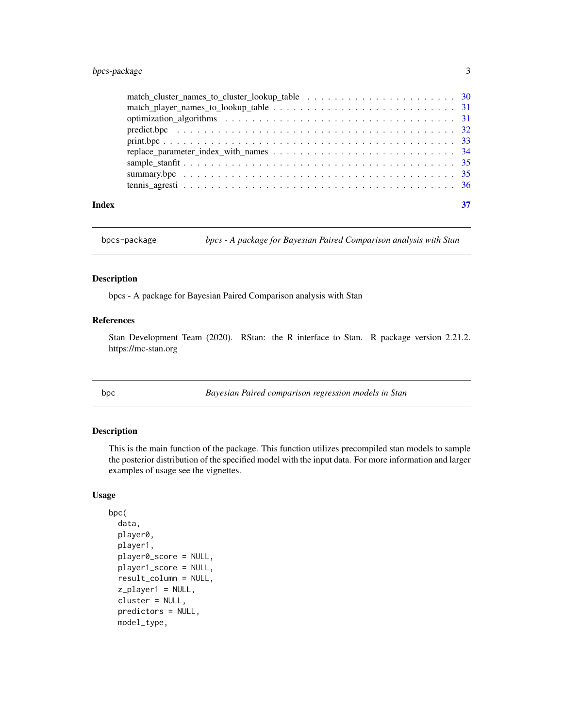match_cluster_names_to_cluster_lookup_table . . . . . . . . . . . . . . . . . . . . . 30
match_player_names_to_lookup_table . . . . . . . . . . . . . . . . . . . . . . . . . 31
optimization_algorithms . . . . . . . . . . . . . . . . . . . . . . . . . . . . . . . 31
predict.bpc . . . . . . . . . . . . . . . . . . . . . . . . . . . . . . . . . . . . . 32
print.bpc . . . . . . . . . . . . . . . . . . . . . . . . . . . . . . . . . . . . . . 33
replace_parameter_index_with_names . . . . . . . . . . . . . . . . . . . . . . . . . 34
sample_stanfit . . . . . . . . . . . . . . . . . . . . . . . . . . . . . . . . . . . 35
summary.bpc . . . . . . . . . . . . . . . . . . . . . . . . . . . . . . . . . . . . . 35
tennis_agresti . . . . . . . . . . . . . . . . . . . . . . . . . . . . . . . . . . . 36

**Index** 37

---

`bpcs-package` *bpcs - A package for Bayesian Paired Comparison analysis with Stan*

## Description

bpcs - A package for Bayesian Paired Comparison analysis with Stan

## References

Stan Development Team (2020). RStan: the R interface to Stan. R package version 2.21.2. https://mc-stan.org

---

`bpc` *Bayesian Paired comparison regression models in Stan*

## Description

This is the main function of the package. This function utilizes precompiled stan models to sample the posterior distribution of the specified model with the input data. For more information and larger examples of usage see the vignettes.

## Usage

```
bpc(
  data,
  player0,
  player1,
  player0_score = NULL,
  player1_score = NULL,
  result_column = NULL,
  z_player1 = NULL,
  cluster = NULL,
  predictors = NULL,
  model_type,
```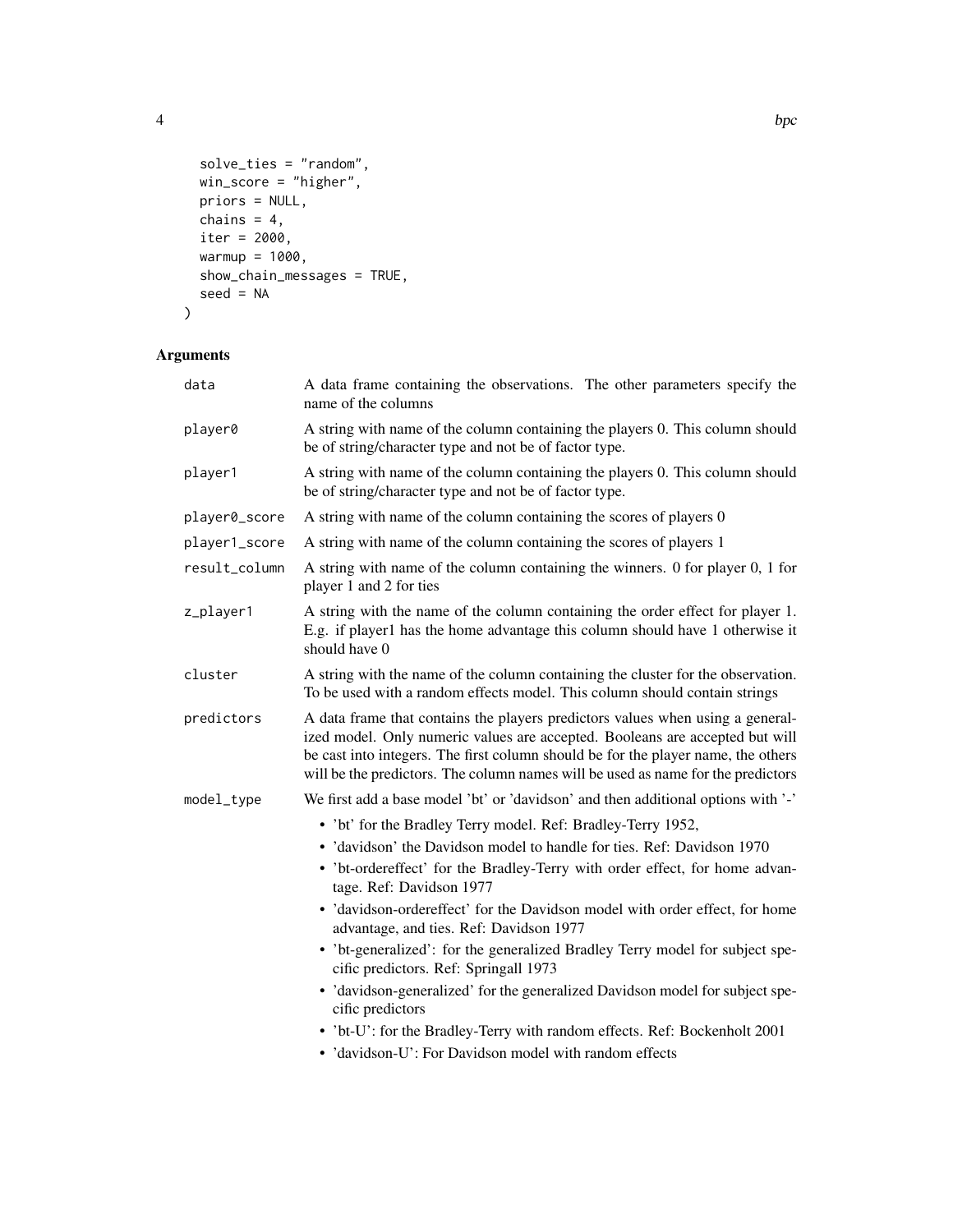```
  solve_ties = "random",
  win_score = "higher",
  priors = NULL,
  chains = 4,
  iter = 2000,
  warmup = 1000,
  show_chain_messages = TRUE,
  seed = NA
)
```

## Arguments

| | |
|---|---|
| `data` | A data frame containing the observations. The other parameters specify the name of the columns |
| `player0` | A string with name of the column containing the players 0. This column should be of string/character type and not be of factor type. |
| `player1` | A string with name of the column containing the players 0. This column should be of string/character type and not be of factor type. |
| `player0_score` | A string with name of the column containing the scores of players 0 |
| `player1_score` | A string with name of the column containing the scores of players 1 |
| `result_column` | A string with name of the column containing the winners. 0 for player 0, 1 for player 1 and 2 for ties |
| `z_player1` | A string with the name of the column containing the order effect for player 1. E.g. if player1 has the home advantage this column should have 1 otherwise it should have 0 |
| `cluster` | A string with the name of the column containing the cluster for the observation. To be used with a random effects model. This column should contain strings |
| `predictors` | A data frame that contains the players predictors values when using a generalized model. Only numeric values are accepted. Booleans are accepted but will be cast into integers. The first column should be for the player name, the others will be the predictors. The column names will be used as name for the predictors |
| `model_type` | We first add a base model 'bt' or 'davidson' and then additional options with '-' |

`model_type` options:

- 'bt' for the Bradley Terry model. Ref: Bradley-Terry 1952,
- 'davidson' the Davidson model to handle for ties. Ref: Davidson 1970
- 'bt-ordereffect' for the Bradley-Terry with order effect, for home advantage. Ref: Davidson 1977
- 'davidson-ordereffect' for the Davidson model with order effect, for home advantage, and ties. Ref: Davidson 1977
- 'bt-generalized': for the generalized Bradley Terry model for subject specific predictors. Ref: Springall 1973
- 'davidson-generalized' for the generalized Davidson model for subject specific predictors
- 'bt-U': for the Bradley-Terry with random effects. Ref: Bockenholt 2001
- 'davidson-U': For Davidson model with random effects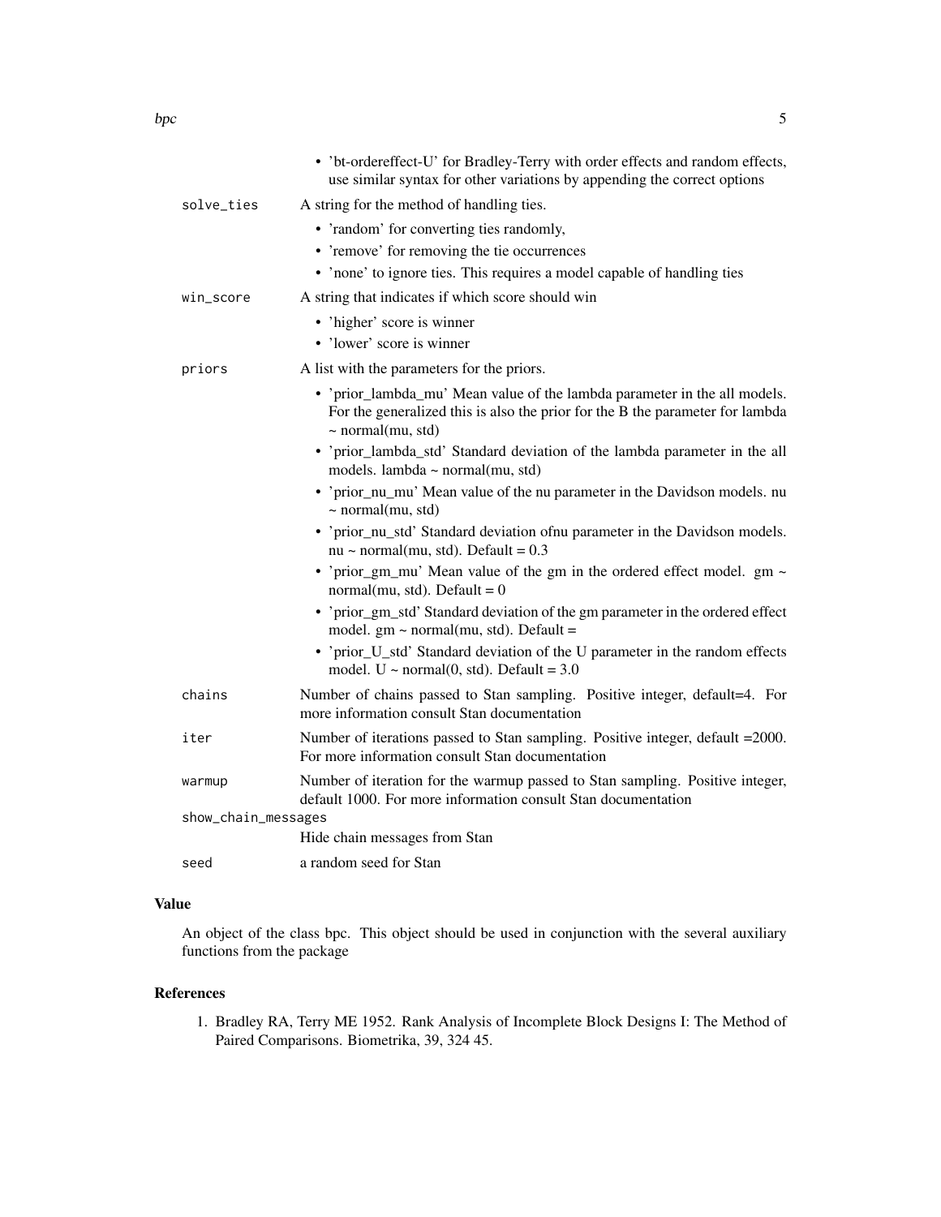- 'bt-ordereffect-U' for Bradley-Terry with order effects and random effects, use similar syntax for other variations by appending the correct options

| | |
|---|---|
| `solve_ties` | A string for the method of handling ties.<br>• 'random' for converting ties randomly,<br>• 'remove' for removing the tie occurrences<br>• 'none' to ignore ties. This requires a model capable of handling ties |
| `win_score` | A string that indicates if which score should win<br>• 'higher' score is winner<br>• 'lower' score is winner |
| `priors` | A list with the parameters for the priors.<br>• 'prior_lambda_mu' Mean value of the lambda parameter in the all models. For the generalized this is also the prior for the B the parameter for lambda ~ normal(mu, std)<br>• 'prior_lambda_std' Standard deviation of the lambda parameter in the all models. lambda ~ normal(mu, std)<br>• 'prior_nu_mu' Mean value of the nu parameter in the Davidson models. nu ~ normal(mu, std)<br>• 'prior_nu_std' Standard deviation ofnu parameter in the Davidson models. nu ~ normal(mu, std). Default = 0.3<br>• 'prior_gm_mu' Mean value of the gm in the ordered effect model. gm ~ normal(mu, std). Default = 0<br>• 'prior_gm_std' Standard deviation of the gm parameter in the ordered effect model. gm ~ normal(mu, std). Default =<br>• 'prior_U_std' Standard deviation of the U parameter in the random effects model. U ~ normal(0, std). Default = 3.0 |
| `chains` | Number of chains passed to Stan sampling. Positive integer, default=4. For more information consult Stan documentation |
| `iter` | Number of iterations passed to Stan sampling. Positive integer, default =2000. For more information consult Stan documentation |
| `warmup` | Number of iteration for the warmup passed to Stan sampling. Positive integer, default 1000. For more information consult Stan documentation |
| `show_chain_messages` | Hide chain messages from Stan |
| `seed` | a random seed for Stan |

## Value

An object of the class bpc. This object should be used in conjunction with the several auxiliary functions from the package

## References

1. Bradley RA, Terry ME 1952. Rank Analysis of Incomplete Block Designs I: The Method of Paired Comparisons. Biometrika, 39, 324 45.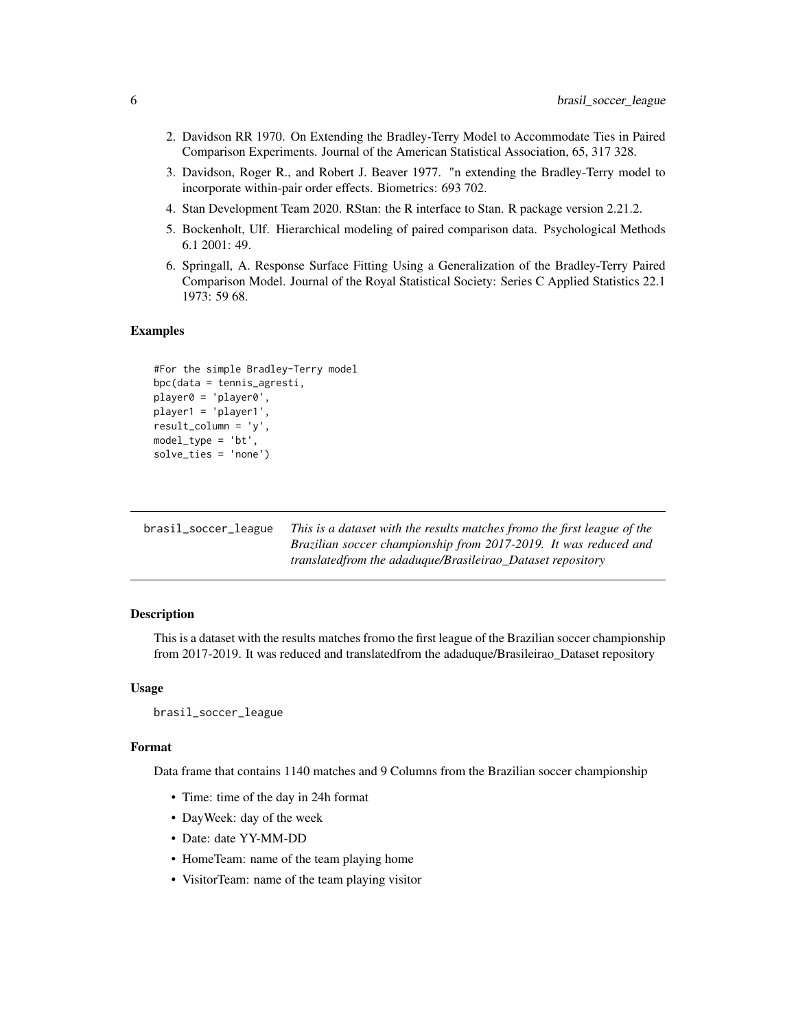2. Davidson RR 1970. On Extending the Bradley-Terry Model to Accommodate Ties in Paired Comparison Experiments. Journal of the American Statistical Association, 65, 317 328.
3. Davidson, Roger R., and Robert J. Beaver 1977. "n extending the Bradley-Terry model to incorporate within-pair order effects. Biometrics: 693 702.
4. Stan Development Team 2020. RStan: the R interface to Stan. R package version 2.21.2.
5. Bockenholt, Ulf. Hierarchical modeling of paired comparison data. Psychological Methods 6.1 2001: 49.
6. Springall, A. Response Surface Fitting Using a Generalization of the Bradley-Terry Paired Comparison Model. Journal of the Royal Statistical Society: Series C Applied Statistics 22.1 1973: 59 68.

### Examples

```
#For the simple Bradley-Terry model
bpc(data = tennis_agresti,
player0 = 'player0',
player1 = 'player1',
result_column = 'y',
model_type = 'bt',
solve_ties = 'none')
```

---

## brasil_soccer_league

*This is a dataset with the results matches fromo the first league of the Brazilian soccer championship from 2017-2019. It was reduced and translatedfrom the adaduque/Brasileirao_Dataset repository*

---

### Description

This is a dataset with the results matches fromo the first league of the Brazilian soccer championship from 2017-2019. It was reduced and translatedfrom the adaduque/Brasileirao_Dataset repository

### Usage

```
brasil_soccer_league
```

### Format

Data frame that contains 1140 matches and 9 Columns from the Brazilian soccer championship

- Time: time of the day in 24h format
- DayWeek: day of the week
- Date: date YY-MM-DD
- HomeTeam: name of the team playing home
- VisitorTeam: name of the team playing visitor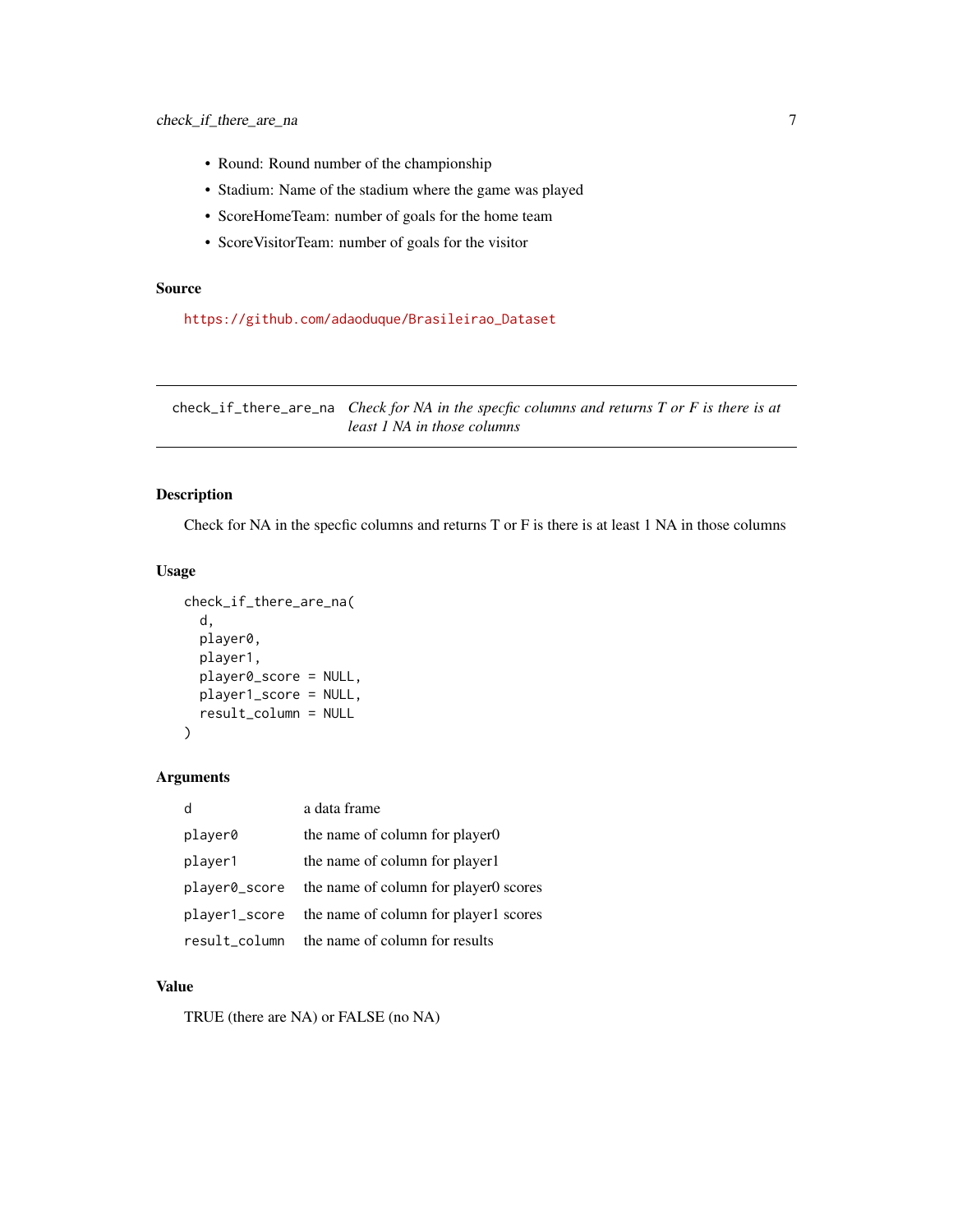- Round: Round number of the championship
- Stadium: Name of the stadium where the game was played
- ScoreHomeTeam: number of goals for the home team
- ScoreVisitorTeam: number of goals for the visitor

### Source

https://github.com/adaoduque/Brasileirao_Dataset

---

## check_if_there_are_na

*Check for NA in the specfic columns and returns T or F is there is at least 1 NA in those columns*

---

### Description

Check for NA in the specfic columns and returns T or F is there is at least 1 NA in those columns

### Usage

```
check_if_there_are_na(
  d,
  player0,
  player1,
  player0_score = NULL,
  player1_score = NULL,
  result_column = NULL
)
```

### Arguments

| | |
|---|---|
| d | a data frame |
| player0 | the name of column for player0 |
| player1 | the name of column for player1 |
| player0_score | the name of column for player0 scores |
| player1_score | the name of column for player1 scores |
| result_column | the name of column for results |

### Value

TRUE (there are NA) or FALSE (no NA)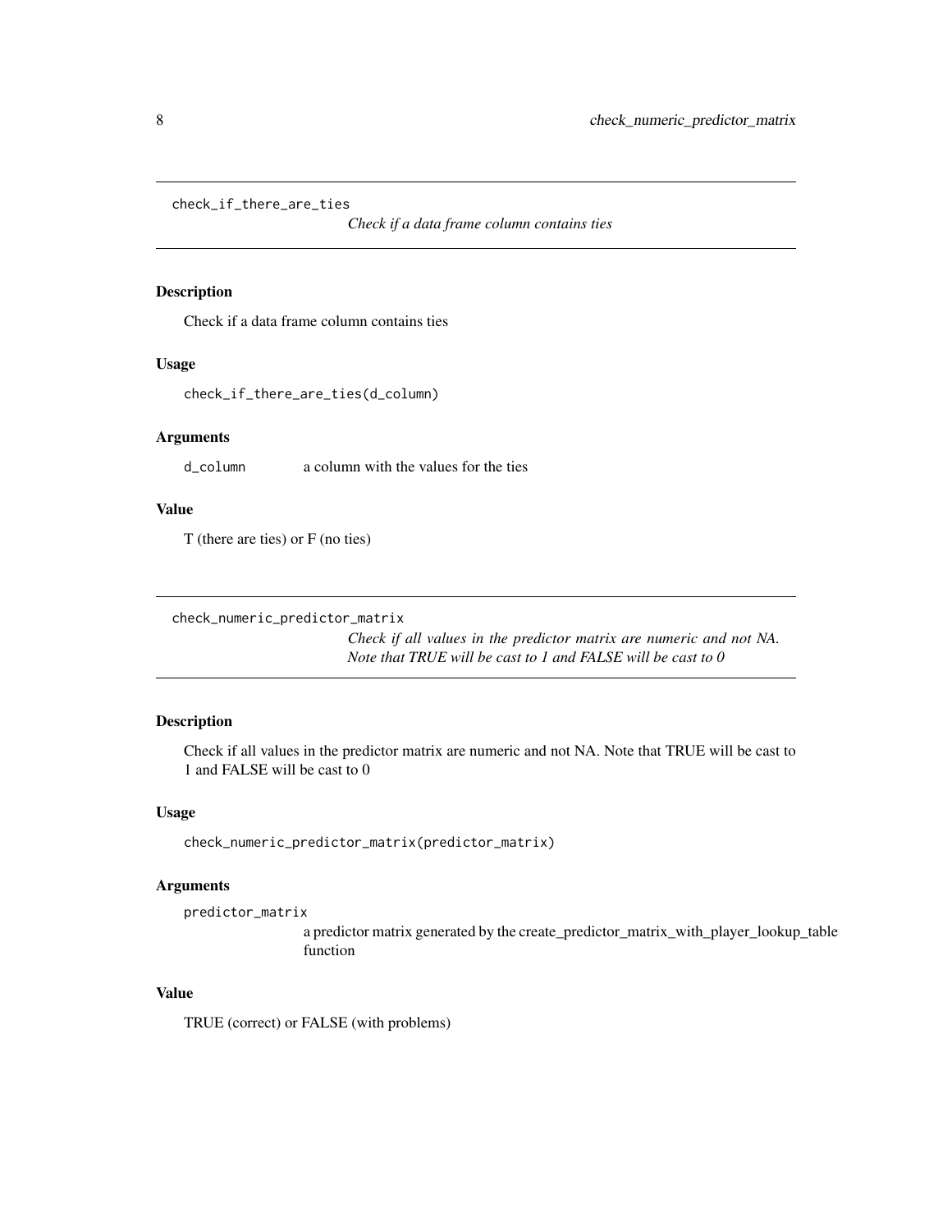## check_if_there_are_ties

*Check if a data frame column contains ties*

### Description

Check if a data frame column contains ties

### Usage

```
check_if_there_are_ties(d_column)
```

### Arguments

`d_column` a column with the values for the ties

### Value

T (there are ties) or F (no ties)

## check_numeric_predictor_matrix

*Check if all values in the predictor matrix are numeric and not NA. Note that TRUE will be cast to 1 and FALSE will be cast to 0*

### Description

Check if all values in the predictor matrix are numeric and not NA. Note that TRUE will be cast to 1 and FALSE will be cast to 0

### Usage

```
check_numeric_predictor_matrix(predictor_matrix)
```

### Arguments

`predictor_matrix` a predictor matrix generated by the create_predictor_matrix_with_player_lookup_table function

### Value

TRUE (correct) or FALSE (with problems)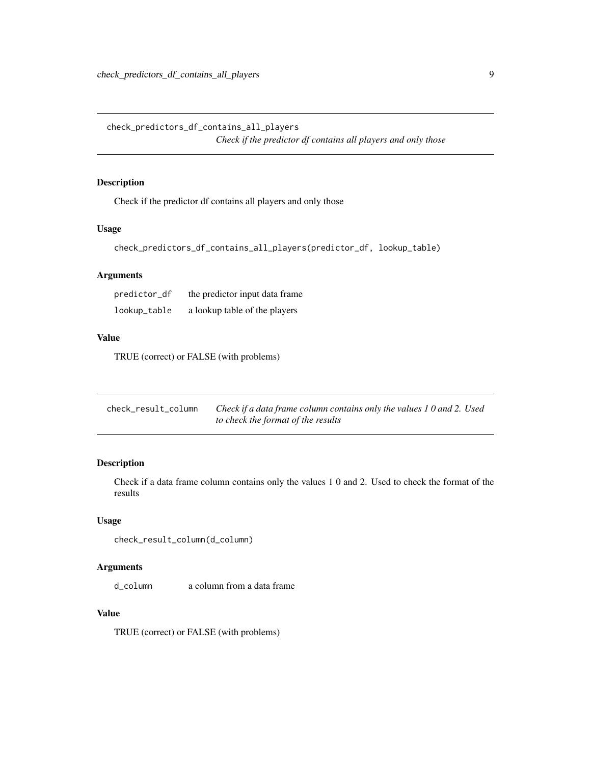## check_predictors_df_contains_all_players

*Check if the predictor df contains all players and only those*

### Description

Check if the predictor df contains all players and only those

### Usage

```
check_predictors_df_contains_all_players(predictor_df, lookup_table)
```

### Arguments

| | |
|---|---|
| predictor_df | the predictor input data frame |
| lookup_table | a lookup table of the players |

### Value

TRUE (correct) or FALSE (with problems)

## check_result_column

*Check if a data frame column contains only the values 1 0 and 2. Used to check the format of the results*

### Description

Check if a data frame column contains only the values 1 0 and 2. Used to check the format of the results

### Usage

```
check_result_column(d_column)
```

### Arguments

| | |
|---|---|
| d_column | a column from a data frame |

### Value

TRUE (correct) or FALSE (with problems)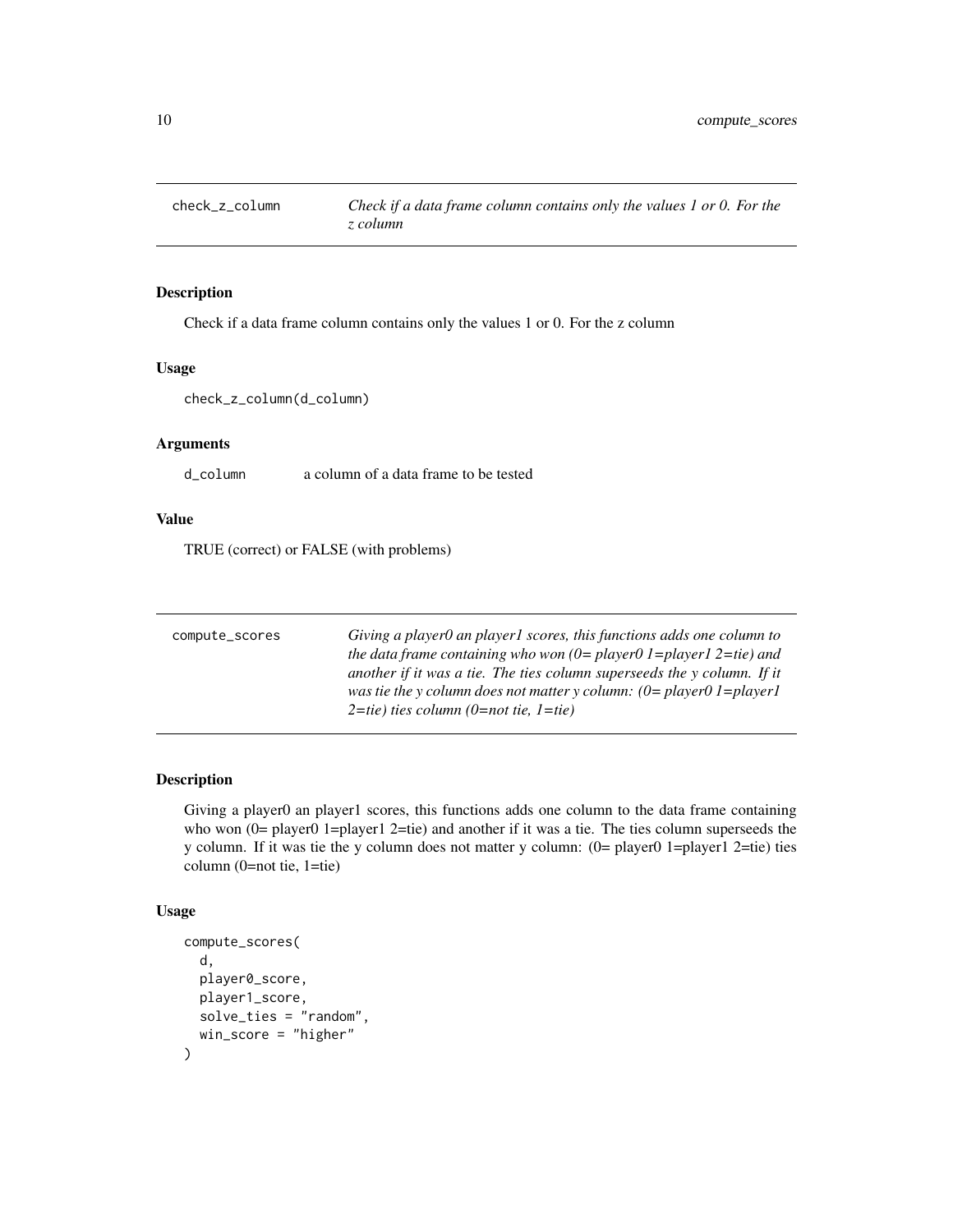## check_z_column — *Check if a data frame column contains only the values 1 or 0. For the z column*

### Description

Check if a data frame column contains only the values 1 or 0. For the z column

### Usage

```
check_z_column(d_column)
```

### Arguments

| | |
|---|---|
| d_column | a column of a data frame to be tested |

### Value

TRUE (correct) or FALSE (with problems)

## compute_scores — *Giving a player0 an player1 scores, this functions adds one column to the data frame containing who won (0= player0 1=player1 2=tie) and another if it was a tie. The ties column superseeds the y column. If it was tie the y column does not matter y column: (0= player0 1=player1 2=tie) ties column (0=not tie, 1=tie)*

### Description

Giving a player0 an player1 scores, this functions adds one column to the data frame containing who won (0= player0 1=player1 2=tie) and another if it was a tie. The ties column superseeds the y column. If it was tie the y column does not matter y column: (0= player0 1=player1 2=tie) ties column (0=not tie, 1=tie)

### Usage

```
compute_scores(
  d,
  player0_score,
  player1_score,
  solve_ties = "random",
  win_score = "higher"
)
```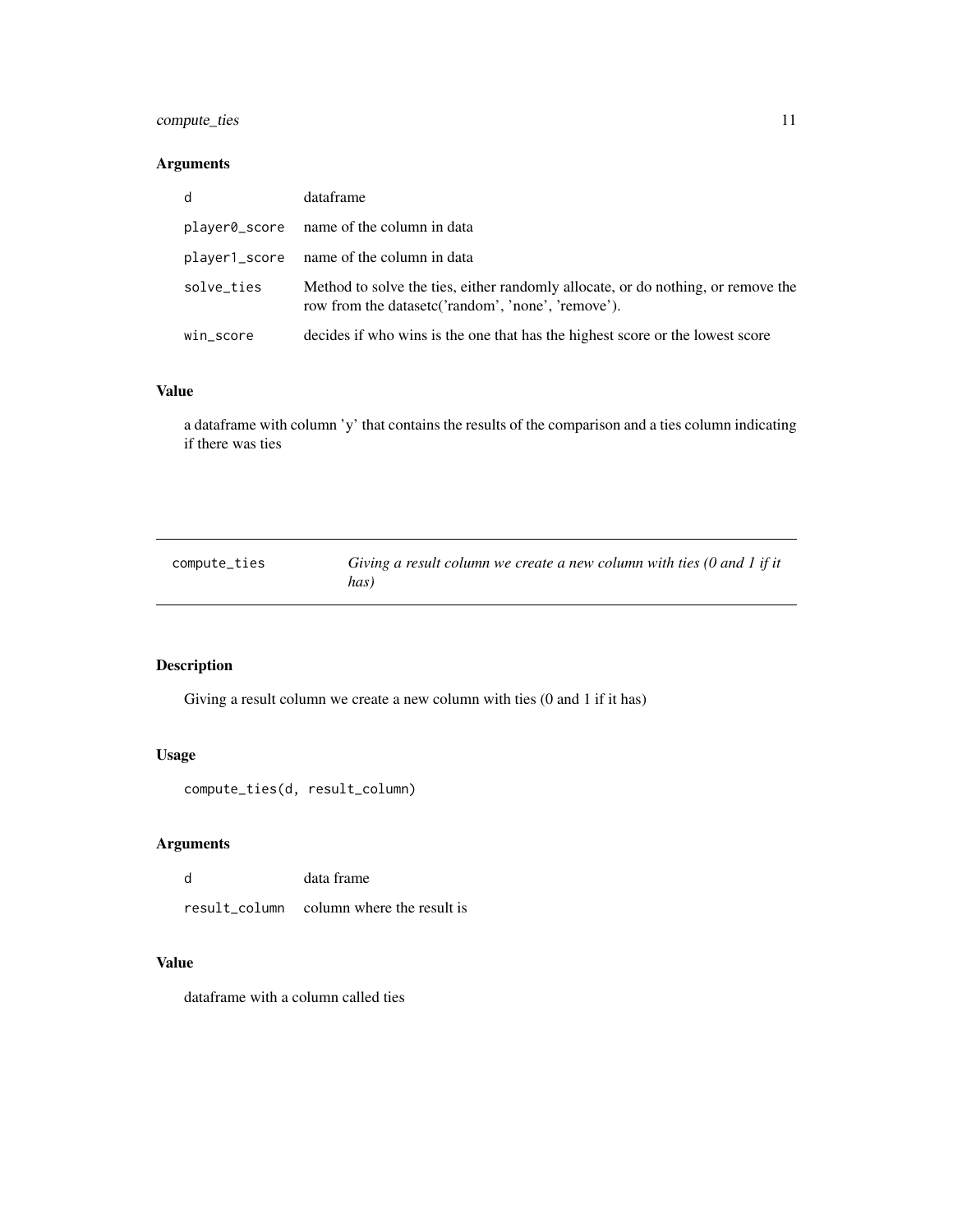### Arguments

| | |
|---|---|
| d | dataframe |
| player0_score | name of the column in data |
| player1_score | name of the column in data |
| solve_ties | Method to solve the ties, either randomly allocate, or do nothing, or remove the row from the datasetc('random', 'none', 'remove'). |
| win_score | decides if who wins is the one that has the highest score or the lowest score |

### Value

a dataframe with column 'y' that contains the results of the comparison and a ties column indicating if there was ties

---

## compute_ties — *Giving a result column we create a new column with ties (0 and 1 if it has)*

---

### Description

Giving a result column we create a new column with ties (0 and 1 if it has)

### Usage

```
compute_ties(d, result_column)
```

### Arguments

| | |
|---|---|
| d | data frame |
| result_column | column where the result is |

### Value

dataframe with a column called ties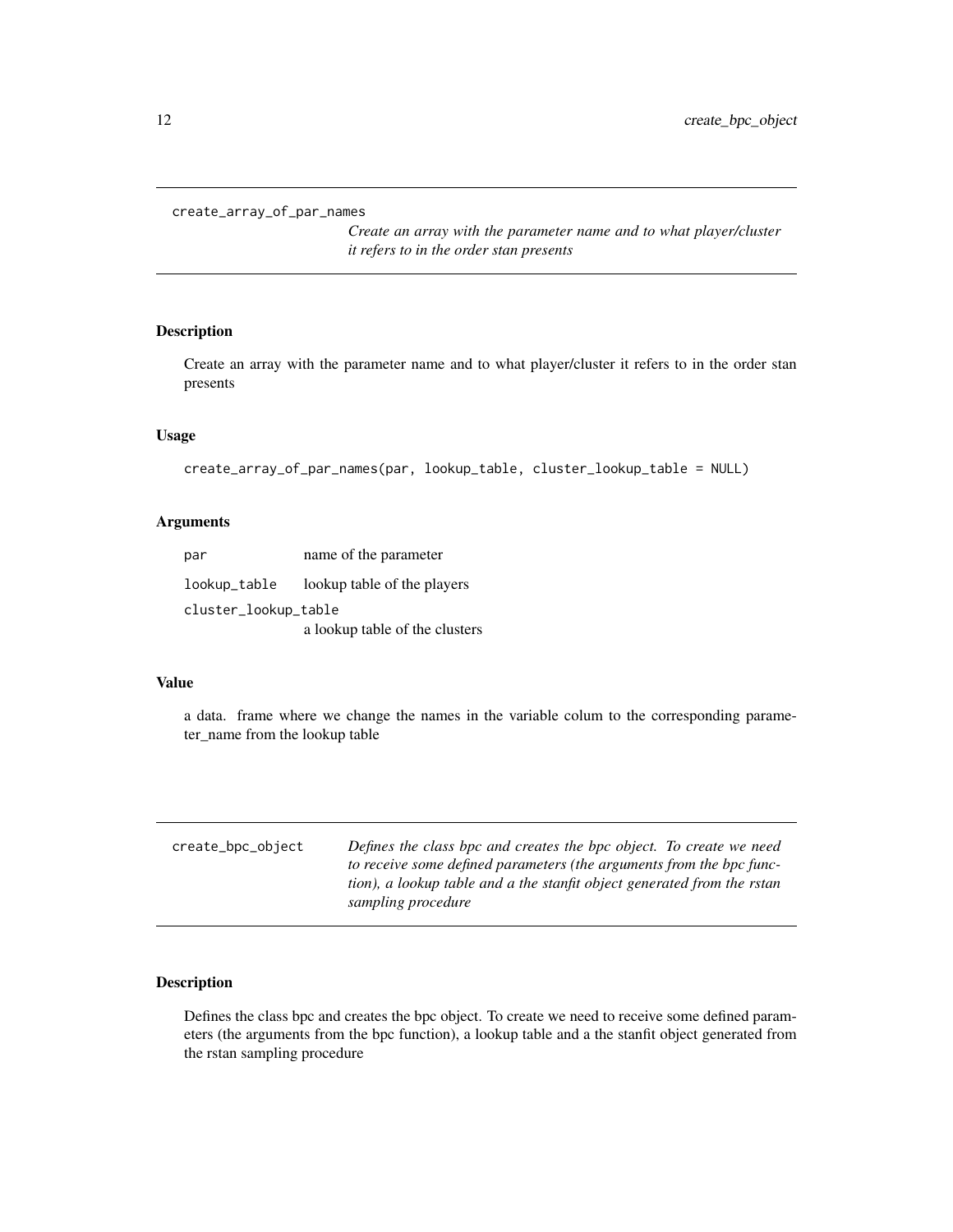## create_array_of_par_names

*Create an array with the parameter name and to what player/cluster it refers to in the order stan presents*

### Description

Create an array with the parameter name and to what player/cluster it refers to in the order stan presents

### Usage

```
create_array_of_par_names(par, lookup_table, cluster_lookup_table = NULL)
```

### Arguments

| | |
|---|---|
| `par` | name of the parameter |
| `lookup_table` | lookup table of the players |
| `cluster_lookup_table` | a lookup table of the clusters |

### Value

a data. frame where we change the names in the variable colum to the corresponding parameter_name from the lookup table

## create_bpc_object

*Defines the class bpc and creates the bpc object. To create we need to receive some defined parameters (the arguments from the bpc function), a lookup table and a the stanfit object generated from the rstan sampling procedure*

### Description

Defines the class bpc and creates the bpc object. To create we need to receive some defined parameters (the arguments from the bpc function), a lookup table and a the stanfit object generated from the rstan sampling procedure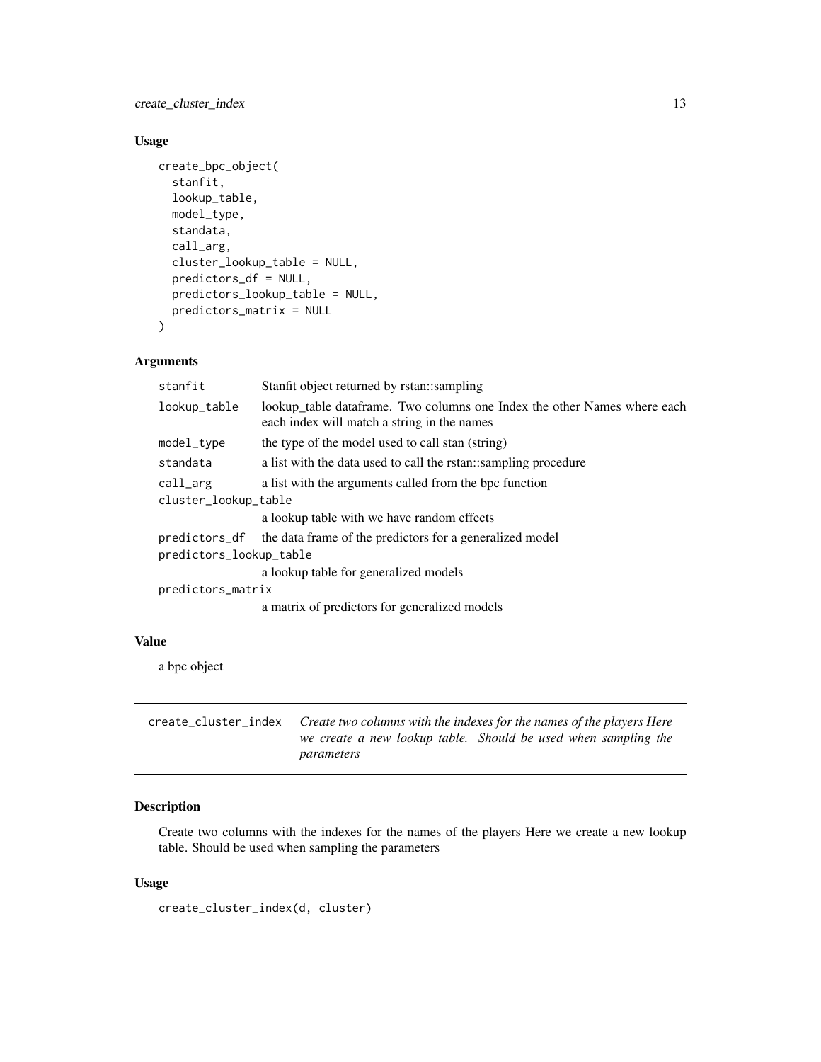### Usage

```
create_bpc_object(
  stanfit,
  lookup_table,
  model_type,
  standata,
  call_arg,
  cluster_lookup_table = NULL,
  predictors_df = NULL,
  predictors_lookup_table = NULL,
  predictors_matrix = NULL
)
```

### Arguments

| | |
|---|---|
| stanfit | Stanfit object returned by rstan::sampling |
| lookup_table | lookup_table dataframe. Two columns one Index the other Names where each each index will match a string in the names |
| model_type | the type of the model used to call stan (string) |
| standata | a list with the data used to call the rstan::sampling procedure |
| call_arg | a list with the arguments called from the bpc function |
| cluster_lookup_table | a lookup table with we have random effects |
| predictors_df | the data frame of the predictors for a generalized model |
| predictors_lookup_table | a lookup table for generalized models |
| predictors_matrix | a matrix of predictors for generalized models |

### Value

a bpc object

---

## create_cluster_index *Create two columns with the indexes for the names of the players Here we create a new lookup table. Should be used when sampling the parameters*

### Description

Create two columns with the indexes for the names of the players Here we create a new lookup table. Should be used when sampling the parameters

### Usage

```
create_cluster_index(d, cluster)
```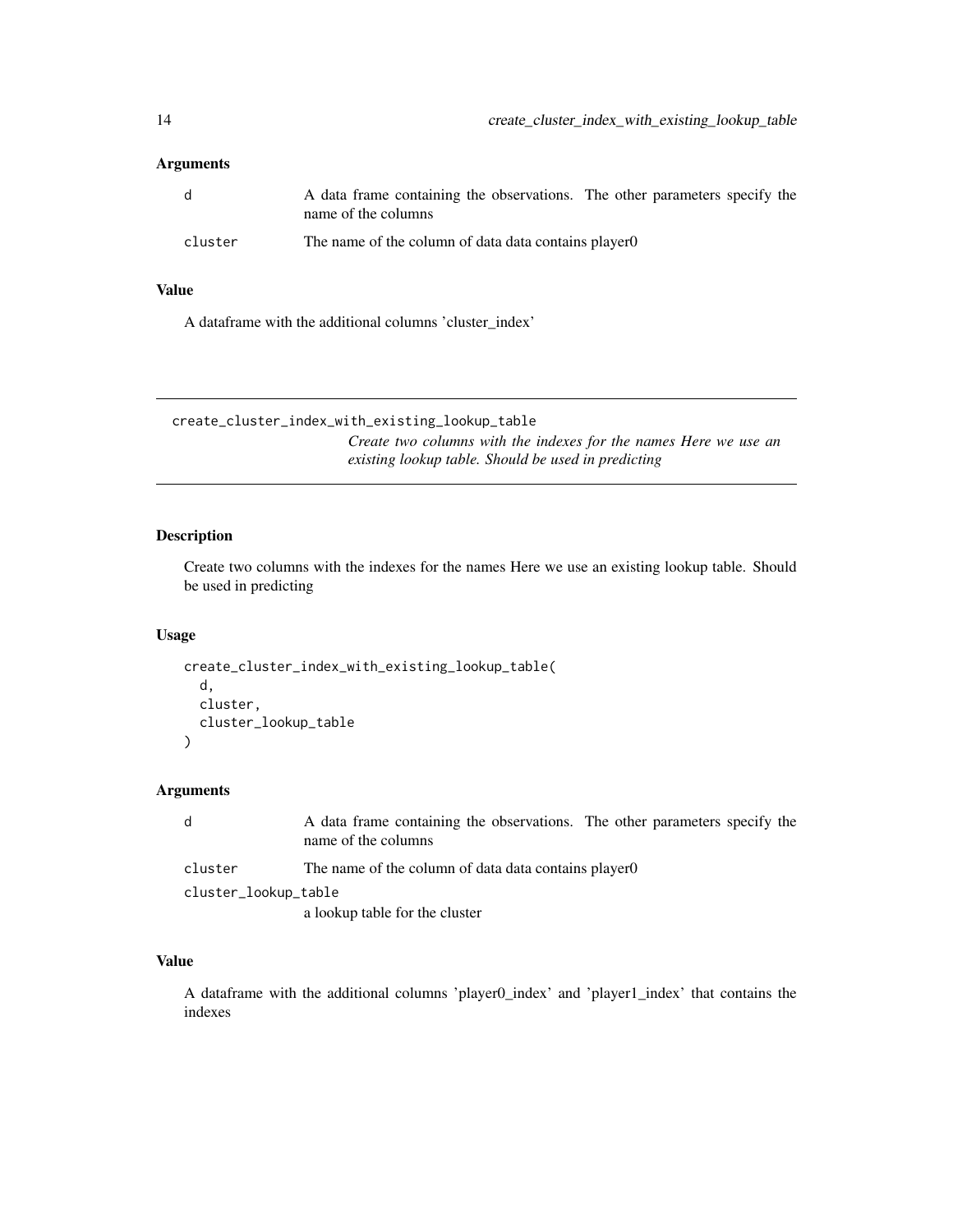### Arguments

| | |
|---|---|
| d | A data frame containing the observations. The other parameters specify the name of the columns |
| cluster | The name of the column of data data contains player0 |

### Value

A dataframe with the additional columns 'cluster_index'

---

## create_cluster_index_with_existing_lookup_table

*Create two columns with the indexes for the names Here we use an existing lookup table. Should be used in predicting*

### Description

Create two columns with the indexes for the names Here we use an existing lookup table. Should be used in predicting

### Usage

```
create_cluster_index_with_existing_lookup_table(
  d,
  cluster,
  cluster_lookup_table
)
```

### Arguments

| | |
|---|---|
| d | A data frame containing the observations. The other parameters specify the name of the columns |
| cluster | The name of the column of data data contains player0 |
| cluster_lookup_table | a lookup table for the cluster |

### Value

A dataframe with the additional columns 'player0_index' and 'player1_index' that contains the indexes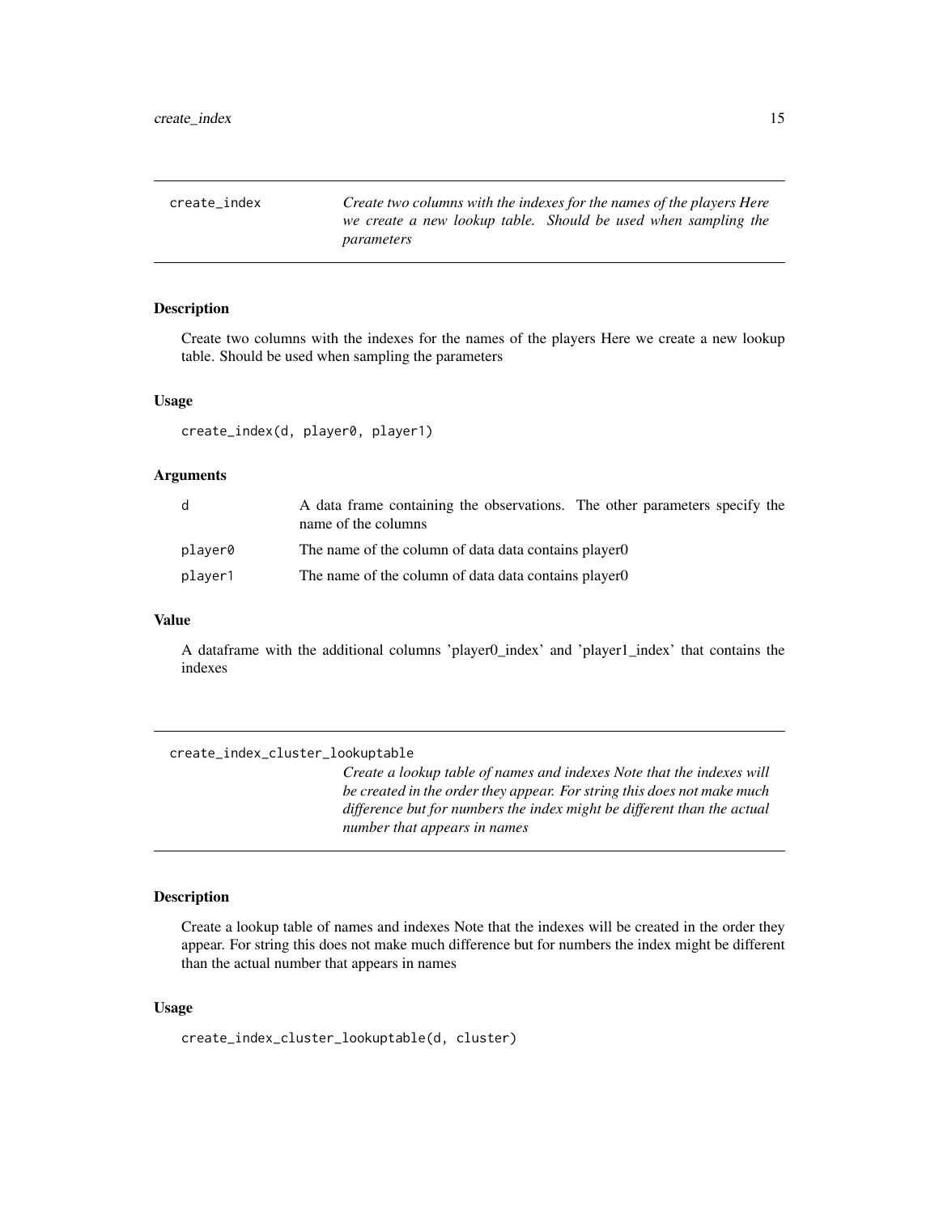## create_index

*Create two columns with the indexes for the names of the players Here we create a new lookup table. Should be used when sampling the parameters*

### Description

Create two columns with the indexes for the names of the players Here we create a new lookup table. Should be used when sampling the parameters

### Usage

```
create_index(d, player0, player1)
```

### Arguments

| | |
|---|---|
| d | A data frame containing the observations. The other parameters specify the name of the columns |
| player0 | The name of the column of data data contains player0 |
| player1 | The name of the column of data data contains player0 |

### Value

A dataframe with the additional columns 'player0_index' and 'player1_index' that contains the indexes

## create_index_cluster_lookuptable

*Create a lookup table of names and indexes Note that the indexes will be created in the order they appear. For string this does not make much difference but for numbers the index might be different than the actual number that appears in names*

### Description

Create a lookup table of names and indexes Note that the indexes will be created in the order they appear. For string this does not make much difference but for numbers the index might be different than the actual number that appears in names

### Usage

```
create_index_cluster_lookuptable(d, cluster)
```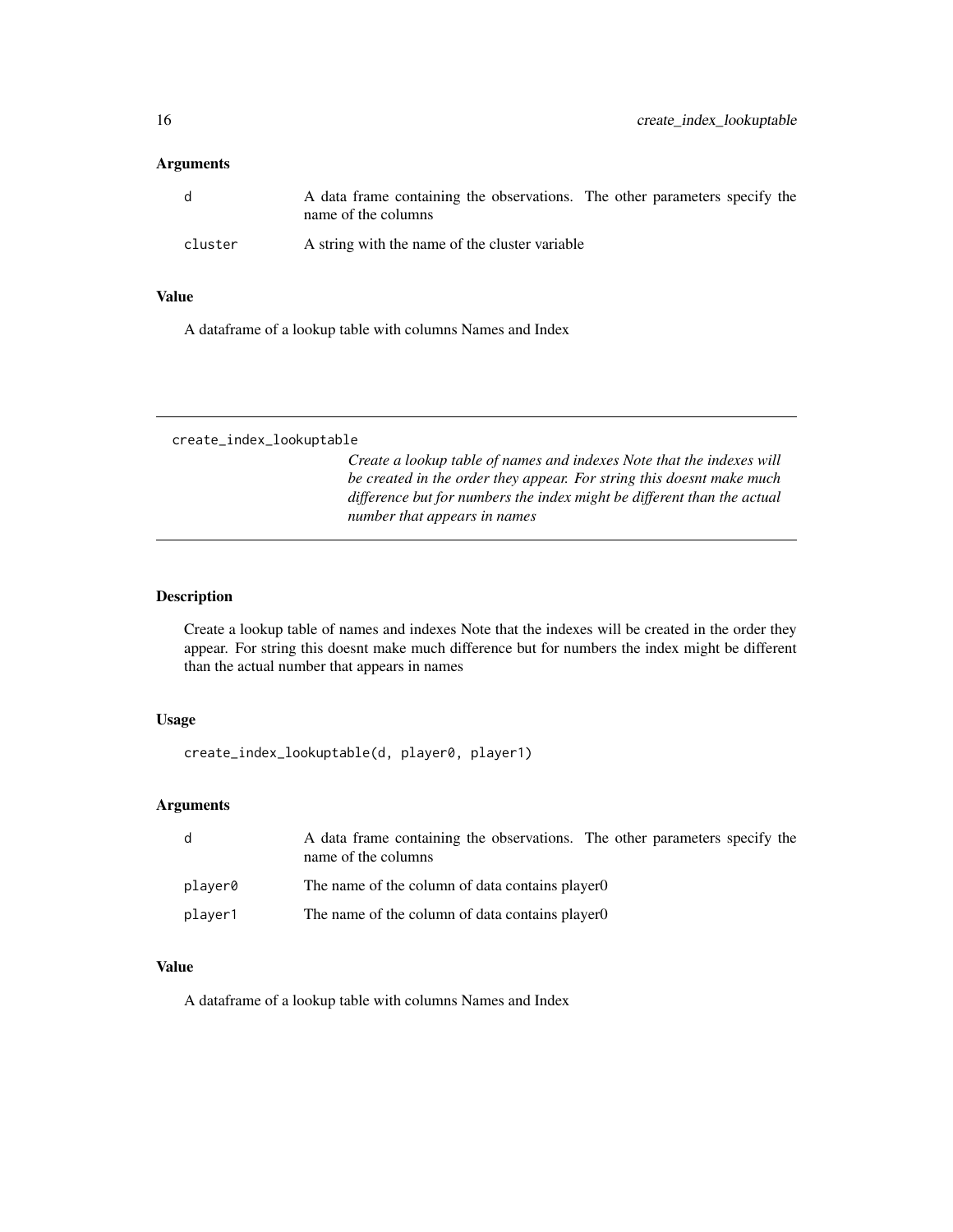### Arguments

| | |
|---|---|
| d | A data frame containing the observations. The other parameters specify the name of the columns |
| cluster | A string with the name of the cluster variable |

### Value

A dataframe of a lookup table with columns Names and Index

---

## create_index_lookuptable

*Create a lookup table of names and indexes Note that the indexes will be created in the order they appear. For string this doesnt make much difference but for numbers the index might be different than the actual number that appears in names*

---

### Description

Create a lookup table of names and indexes Note that the indexes will be created in the order they appear. For string this doesnt make much difference but for numbers the index might be different than the actual number that appears in names

### Usage

```
create_index_lookuptable(d, player0, player1)
```

### Arguments

| | |
|---|---|
| d | A data frame containing the observations. The other parameters specify the name of the columns |
| player0 | The name of the column of data contains player0 |
| player1 | The name of the column of data contains player0 |

### Value

A dataframe of a lookup table with columns Names and Index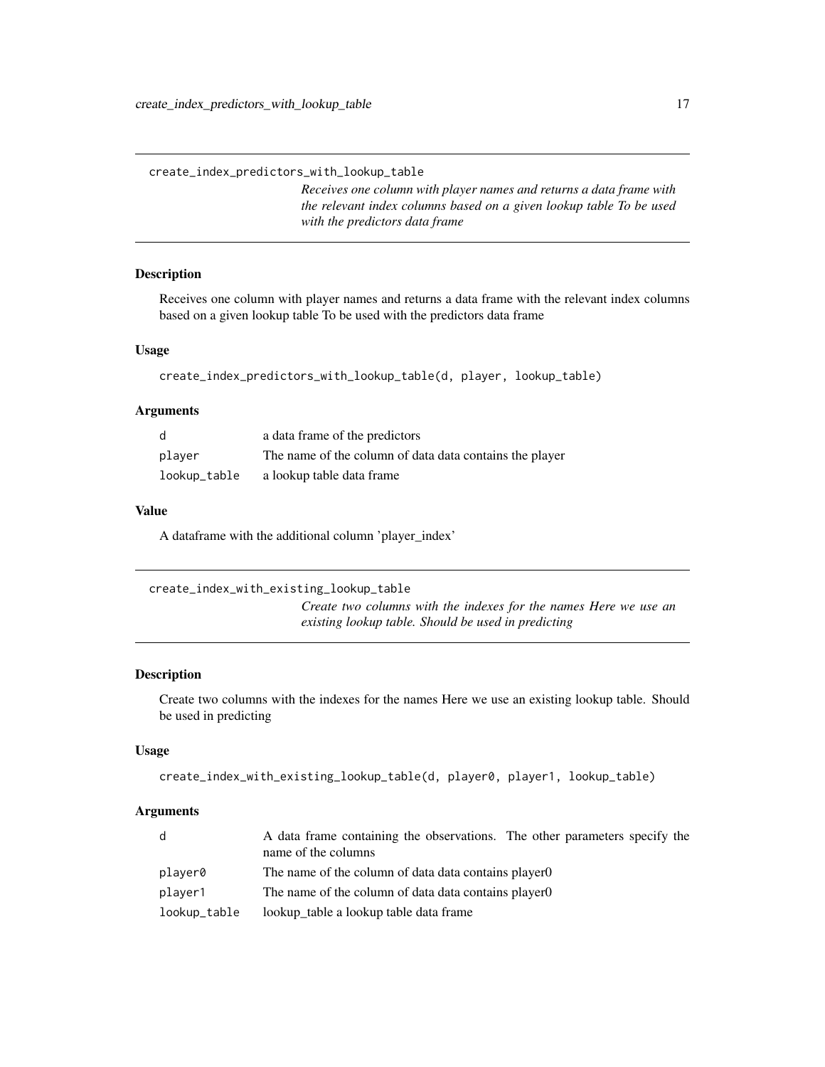## create_index_predictors_with_lookup_table

*Receives one column with player names and returns a data frame with the relevant index columns based on a given lookup table To be used with the predictors data frame*

### Description

Receives one column with player names and returns a data frame with the relevant index columns based on a given lookup table To be used with the predictors data frame

### Usage

```
create_index_predictors_with_lookup_table(d, player, lookup_table)
```

### Arguments

| | |
|---|---|
| d | a data frame of the predictors |
| player | The name of the column of data data contains the player |
| lookup_table | a lookup table data frame |

### Value

A dataframe with the additional column 'player_index'

## create_index_with_existing_lookup_table

*Create two columns with the indexes for the names Here we use an existing lookup table. Should be used in predicting*

### Description

Create two columns with the indexes for the names Here we use an existing lookup table. Should be used in predicting

### Usage

```
create_index_with_existing_lookup_table(d, player0, player1, lookup_table)
```

### Arguments

| | |
|---|---|
| d | A data frame containing the observations. The other parameters specify the name of the columns |
| player0 | The name of the column of data data contains player0 |
| player1 | The name of the column of data data contains player0 |
| lookup_table | lookup_table a lookup table data frame |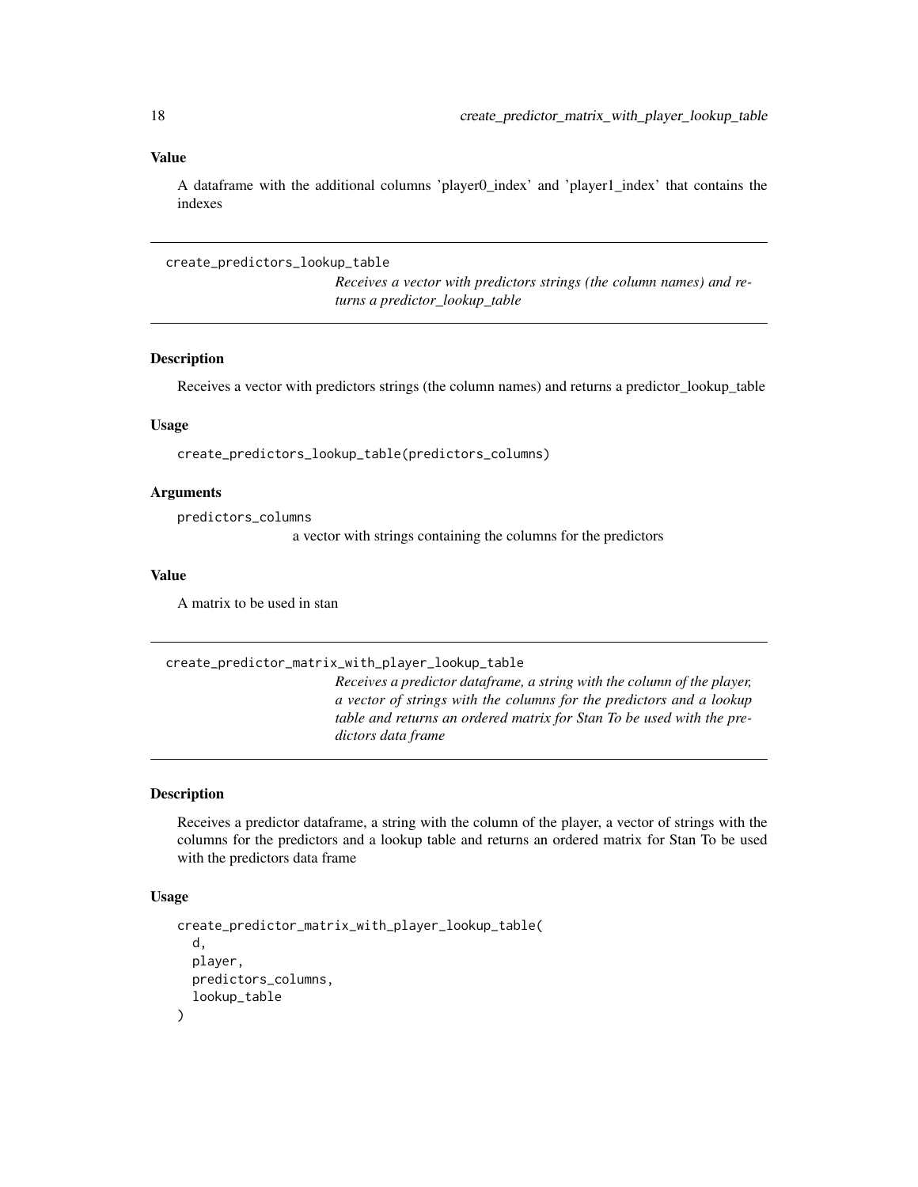### Value

A dataframe with the additional columns 'player0_index' and 'player1_index' that contains the indexes

---

## create_predictors_lookup_table

*Receives a vector with predictors strings (the column names) and returns a predictor_lookup_table*

### Description

Receives a vector with predictors strings (the column names) and returns a predictor_lookup_table

### Usage

```
create_predictors_lookup_table(predictors_columns)
```

### Arguments

predictors_columns
: a vector with strings containing the columns for the predictors

### Value

A matrix to be used in stan

---

## create_predictor_matrix_with_player_lookup_table

*Receives a predictor dataframe, a string with the column of the player, a vector of strings with the columns for the predictors and a lookup table and returns an ordered matrix for Stan To be used with the predictors data frame*

### Description

Receives a predictor dataframe, a string with the column of the player, a vector of strings with the columns for the predictors and a lookup table and returns an ordered matrix for Stan To be used with the predictors data frame

### Usage

```
create_predictor_matrix_with_player_lookup_table(
  d,
  player,
  predictors_columns,
  lookup_table
)
```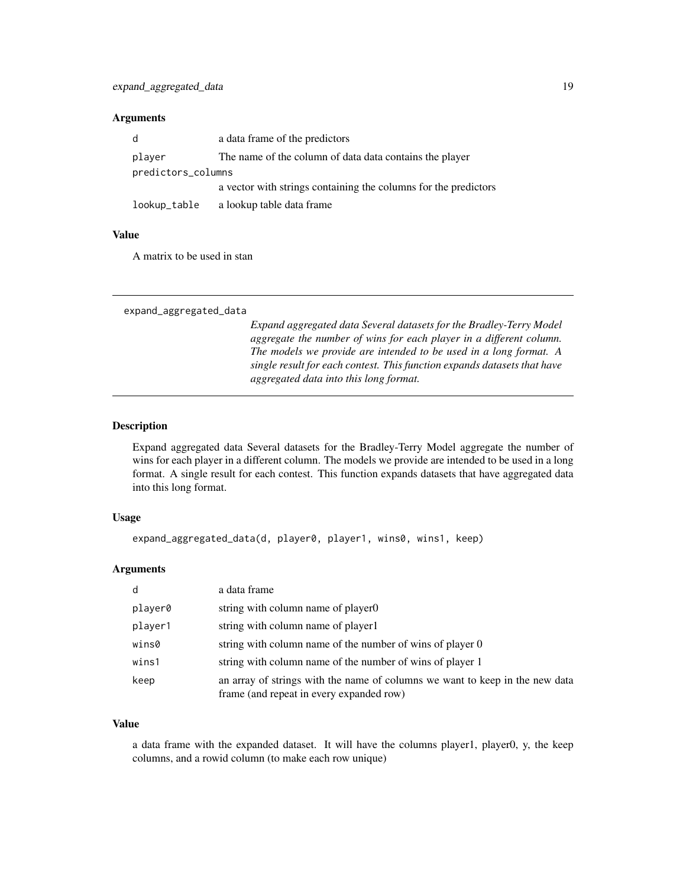### Arguments

| | |
|---|---|
| d | a data frame of the predictors |
| player | The name of the column of data data contains the player |
| predictors_columns | a vector with strings containing the columns for the predictors |
| lookup_table | a lookup table data frame |

### Value

A matrix to be used in stan

---

## expand_aggregated_data

*Expand aggregated data Several datasets for the Bradley-Terry Model aggregate the number of wins for each player in a different column. The models we provide are intended to be used in a long format. A single result for each contest. This function expands datasets that have aggregated data into this long format.*

---

### Description

Expand aggregated data Several datasets for the Bradley-Terry Model aggregate the number of wins for each player in a different column. The models we provide are intended to be used in a long format. A single result for each contest. This function expands datasets that have aggregated data into this long format.

### Usage

```
expand_aggregated_data(d, player0, player1, wins0, wins1, keep)
```

### Arguments

| | |
|---|---|
| d | a data frame |
| player0 | string with column name of player0 |
| player1 | string with column name of player1 |
| wins0 | string with column name of the number of wins of player 0 |
| wins1 | string with column name of the number of wins of player 1 |
| keep | an array of strings with the name of columns we want to keep in the new data frame (and repeat in every expanded row) |

### Value

a data frame with the expanded dataset. It will have the columns player1, player0, y, the keep columns, and a rowid column (to make each row unique)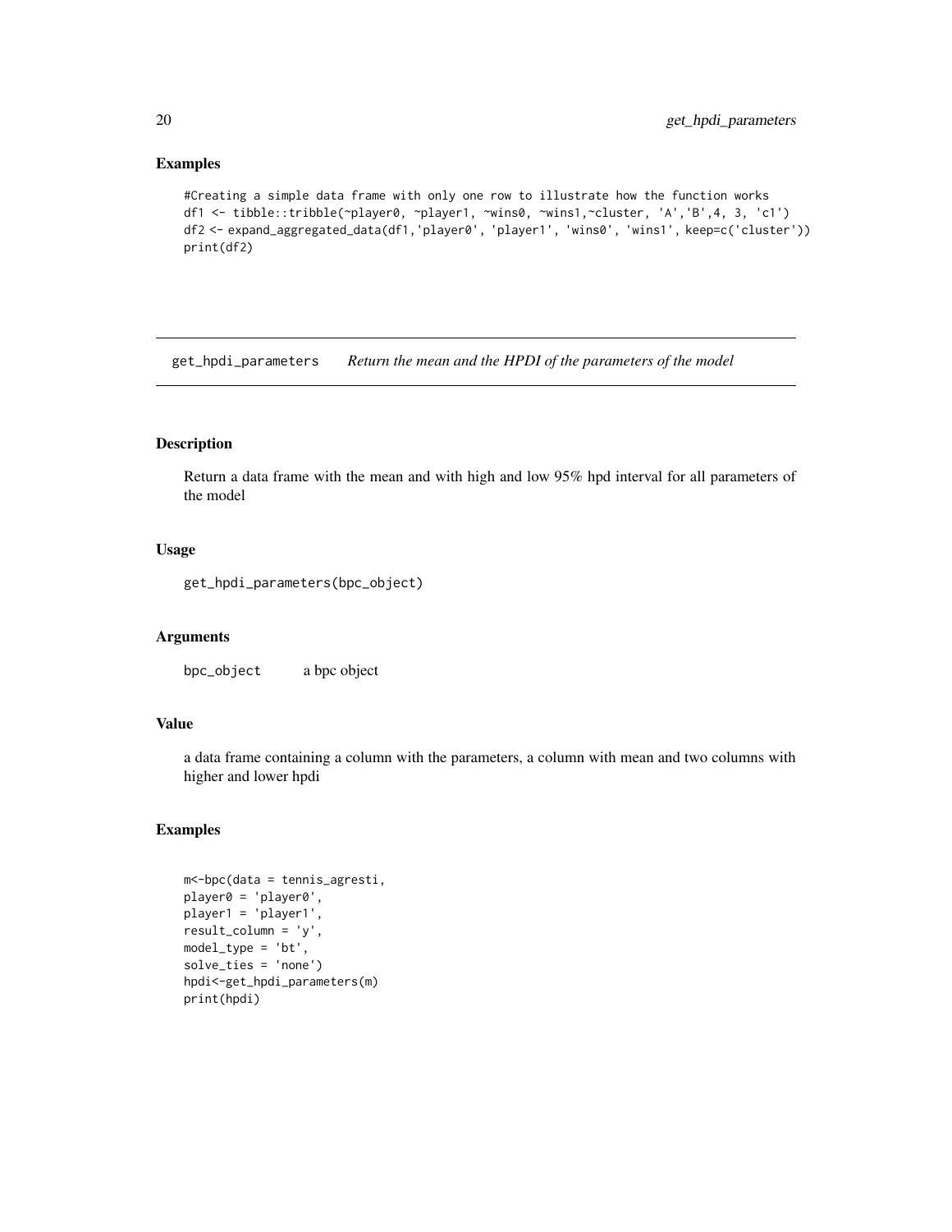## Examples

```
#Creating a simple data frame with only one row to illustrate how the function works
df1 <- tibble::tribble(~player0, ~player1, ~wins0, ~wins1,~cluster, 'A','B',4, 3, 'c1')
df2 <- expand_aggregated_data(df1,'player0', 'player1', 'wins0', 'wins1', keep=c('cluster'))
print(df2)
```

---

# get_hpdi_parameters *Return the mean and the HPDI of the parameters of the model*

## Description

Return a data frame with the mean and with high and low 95% hpd interval for all parameters of the model

## Usage

```
get_hpdi_parameters(bpc_object)
```

## Arguments

| | |
|---|---|
| `bpc_object` | a bpc object |

## Value

a data frame containing a column with the parameters, a column with mean and two columns with higher and lower hpdi

## Examples

```
m<-bpc(data = tennis_agresti,
player0 = 'player0',
player1 = 'player1',
result_column = 'y',
model_type = 'bt',
solve_ties = 'none')
hpdi<-get_hpdi_parameters(m)
print(hpdi)
```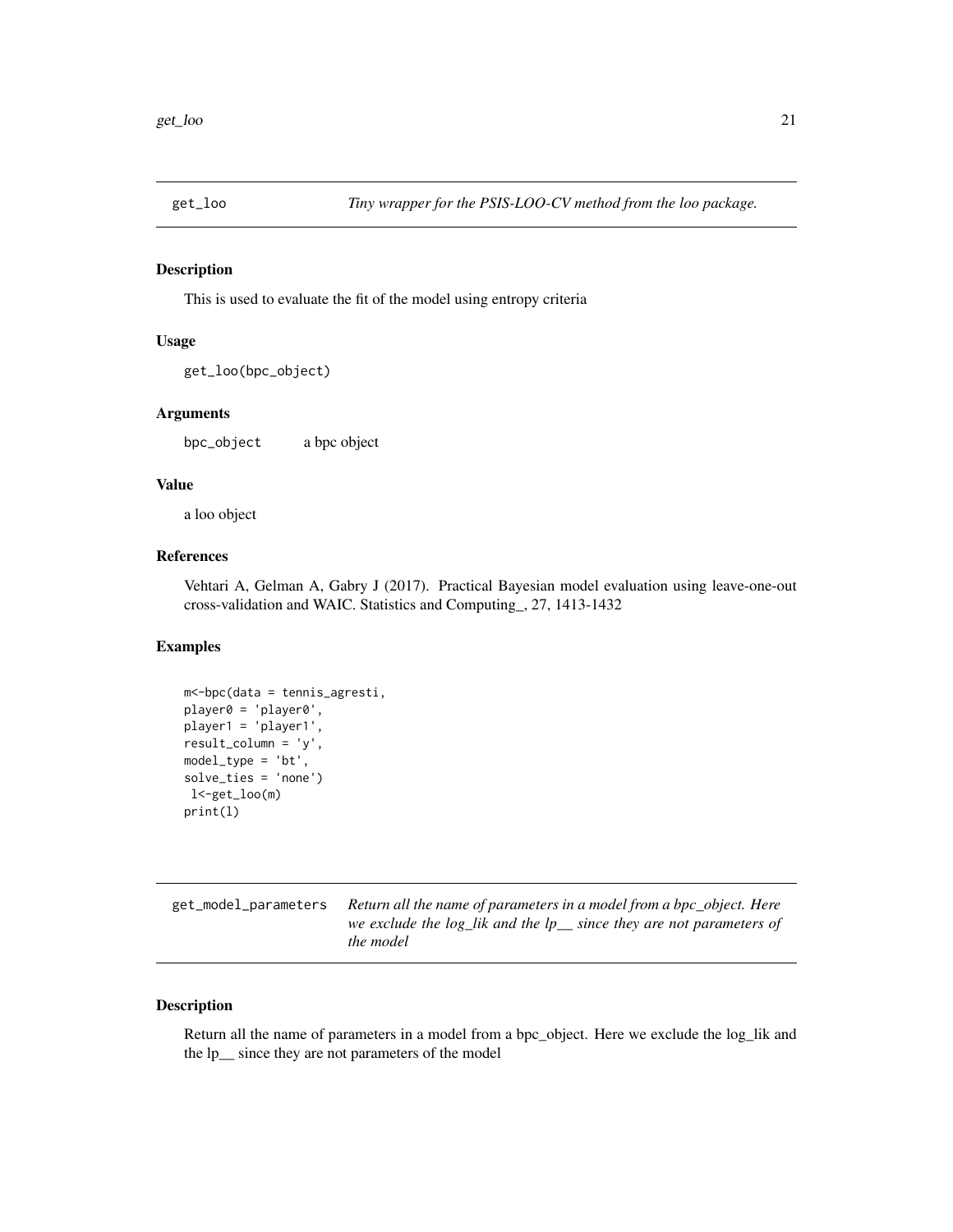## get_loo

*Tiny wrapper for the PSIS-LOO-CV method from the loo package.*

### Description

This is used to evaluate the fit of the model using entropy criteria

### Usage

```
get_loo(bpc_object)
```

### Arguments

| | |
|---|---|
| bpc_object | a bpc object |

### Value

a loo object

### References

Vehtari A, Gelman A, Gabry J (2017). Practical Bayesian model evaluation using leave-one-out cross-validation and WAIC. Statistics and Computing_, 27, 1413-1432

### Examples

```
m<-bpc(data = tennis_agresti,
player0 = 'player0',
player1 = 'player1',
result_column = 'y',
model_type = 'bt',
solve_ties = 'none')
 l<-get_loo(m)
print(l)
```

## get_model_parameters

*Return all the name of parameters in a model from a bpc_object. Here we exclude the log_lik and the lp__ since they are not parameters of the model*

### Description

Return all the name of parameters in a model from a bpc_object. Here we exclude the log_lik and the lp__ since they are not parameters of the model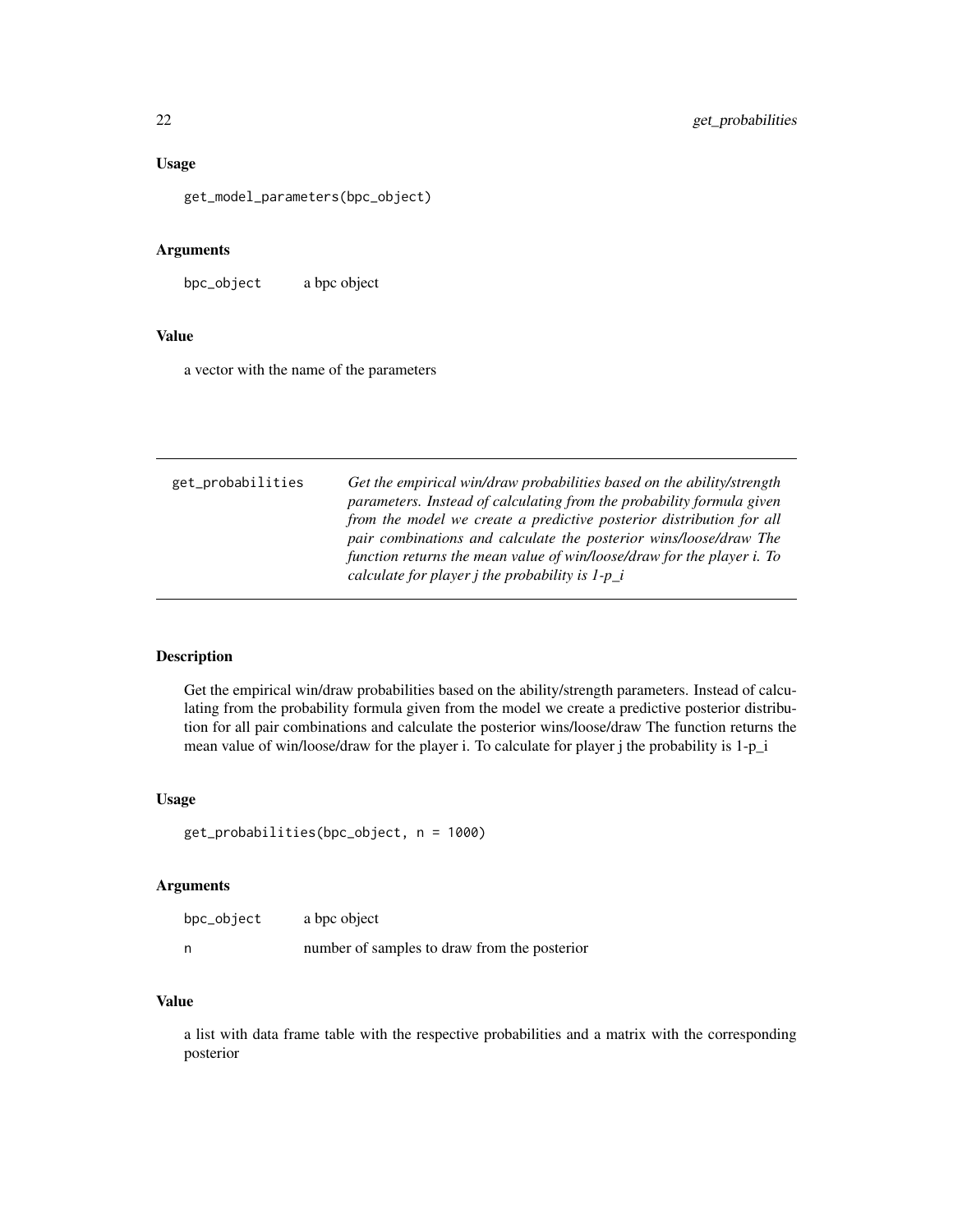### Usage

```
get_model_parameters(bpc_object)
```

### Arguments

| | |
|---|---|
| bpc_object | a bpc object |

### Value

a vector with the name of the parameters

---

## get_probabilities

*Get the empirical win/draw probabilities based on the ability/strength parameters. Instead of calculating from the probability formula given from the model we create a predictive posterior distribution for all pair combinations and calculate the posterior wins/loose/draw The function returns the mean value of win/loose/draw for the player i. To calculate for player j the probability is 1-p_i*

---

### Description

Get the empirical win/draw probabilities based on the ability/strength parameters. Instead of calculating from the probability formula given from the model we create a predictive posterior distribution for all pair combinations and calculate the posterior wins/loose/draw The function returns the mean value of win/loose/draw for the player i. To calculate for player j the probability is 1-p_i

### Usage

```
get_probabilities(bpc_object, n = 1000)
```

### Arguments

| | |
|---|---|
| bpc_object | a bpc object |
| n | number of samples to draw from the posterior |

### Value

a list with data frame table with the respective probabilities and a matrix with the corresponding posterior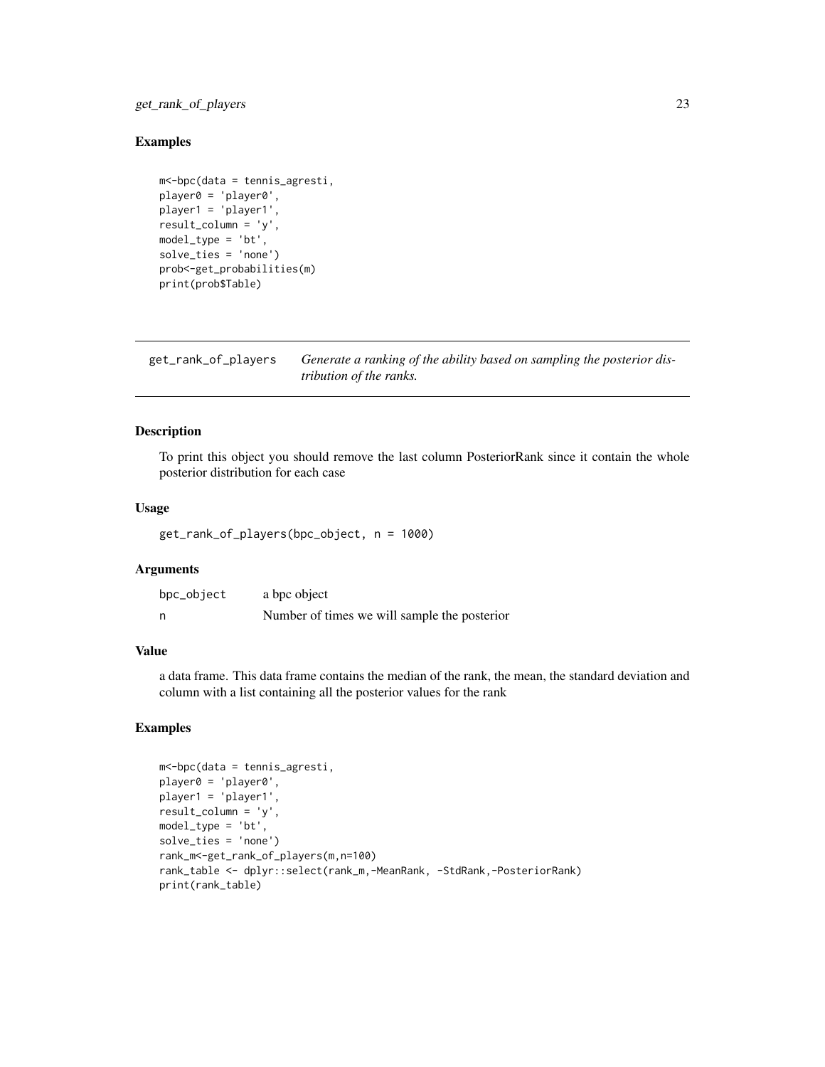## Examples

```
m<-bpc(data = tennis_agresti,
player0 = 'player0',
player1 = 'player1',
result_column = 'y',
model_type = 'bt',
solve_ties = 'none')
prob<-get_probabilities(m)
print(prob$Table)
```

---

`get_rank_of_players` *Generate a ranking of the ability based on sampling the posterior distribution of the ranks.*

---

### Description

To print this object you should remove the last column PosteriorRank since it contain the whole posterior distribution for each case

### Usage

```
get_rank_of_players(bpc_object, n = 1000)
```

### Arguments

| | |
|---|---|
| `bpc_object` | a bpc object |
| `n` | Number of times we will sample the posterior |

### Value

a data frame. This data frame contains the median of the rank, the mean, the standard deviation and column with a list containing all the posterior values for the rank

### Examples

```
m<-bpc(data = tennis_agresti,
player0 = 'player0',
player1 = 'player1',
result_column = 'y',
model_type = 'bt',
solve_ties = 'none')
rank_m<-get_rank_of_players(m,n=100)
rank_table <- dplyr::select(rank_m,-MeanRank, -StdRank,-PosteriorRank)
print(rank_table)
```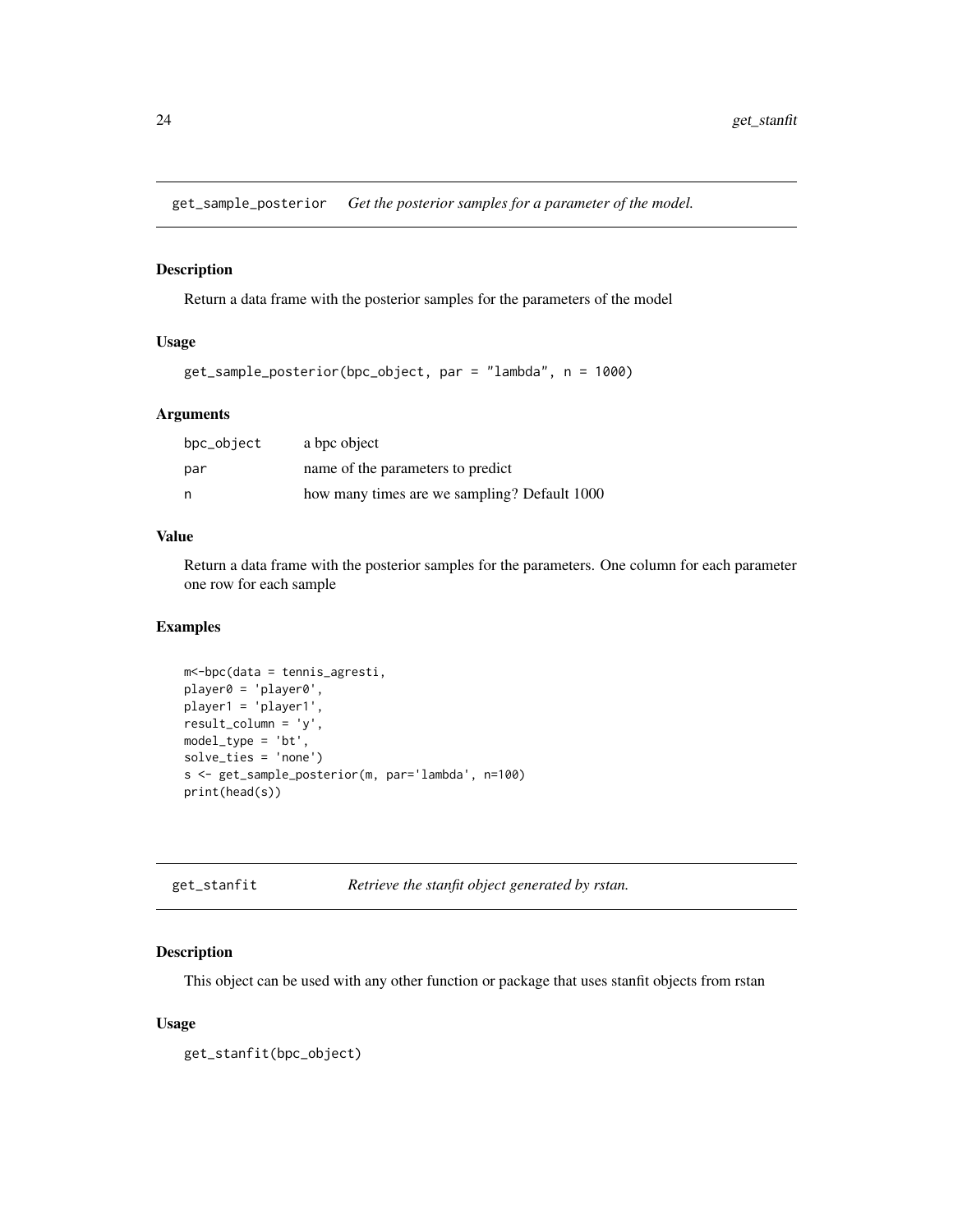## get_sample_posterior *Get the posterior samples for a parameter of the model.*

### Description

Return a data frame with the posterior samples for the parameters of the model

### Usage

```
get_sample_posterior(bpc_object, par = "lambda", n = 1000)
```

### Arguments

| | |
|---|---|
| bpc_object | a bpc object |
| par | name of the parameters to predict |
| n | how many times are we sampling? Default 1000 |

### Value

Return a data frame with the posterior samples for the parameters. One column for each parameter one row for each sample

### Examples

```
m<-bpc(data = tennis_agresti,
player0 = 'player0',
player1 = 'player1',
result_column = 'y',
model_type = 'bt',
solve_ties = 'none')
s <- get_sample_posterior(m, par='lambda', n=100)
print(head(s))
```

## get_stanfit *Retrieve the stanfit object generated by rstan.*

### Description

This object can be used with any other function or package that uses stanfit objects from rstan

### Usage

```
get_stanfit(bpc_object)
```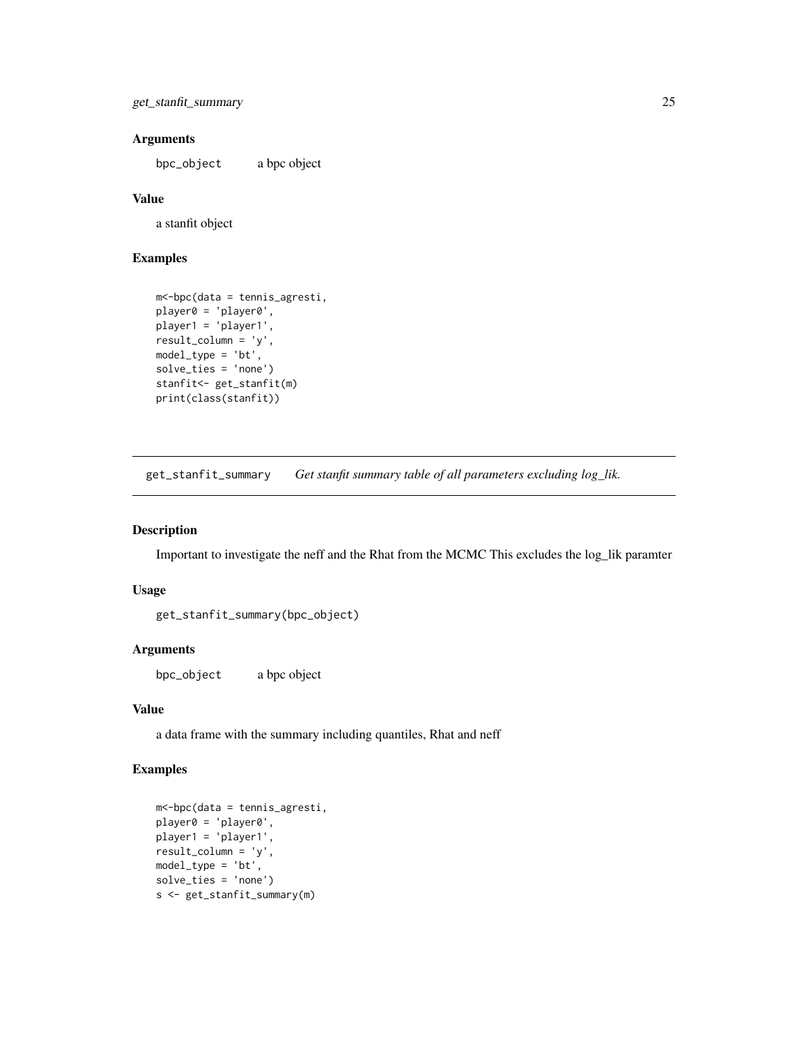### Arguments

bpc_object    a bpc object

### Value

a stanfit object

### Examples

```
m<-bpc(data = tennis_agresti,
player0 = 'player0',
player1 = 'player1',
result_column = 'y',
model_type = 'bt',
solve_ties = 'none')
stanfit<- get_stanfit(m)
print(class(stanfit))
```

---

## get_stanfit_summary    *Get stanfit summary table of all parameters excluding log_lik.*

---

### Description

Important to investigate the neff and the Rhat from the MCMC This excludes the log_lik paramter

### Usage

```
get_stanfit_summary(bpc_object)
```

### Arguments

bpc_object    a bpc object

### Value

a data frame with the summary including quantiles, Rhat and neff

### Examples

```
m<-bpc(data = tennis_agresti,
player0 = 'player0',
player1 = 'player1',
result_column = 'y',
model_type = 'bt',
solve_ties = 'none')
s <- get_stanfit_summary(m)
```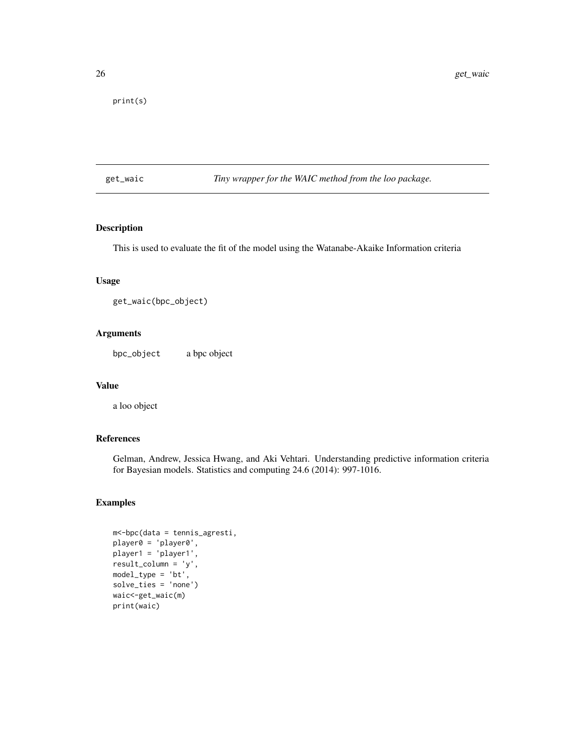```
print(s)
```

## get_waic — *Tiny wrapper for the WAIC method from the loo package.*

### Description

This is used to evaluate the fit of the model using the Watanabe-Akaike Information criteria

### Usage

```
get_waic(bpc_object)
```

### Arguments

| | |
|---|---|
| bpc_object | a bpc object |

### Value

a loo object

### References

Gelman, Andrew, Jessica Hwang, and Aki Vehtari. Understanding predictive information criteria for Bayesian models. Statistics and computing 24.6 (2014): 997-1016.

### Examples

```
m<-bpc(data = tennis_agresti,
player0 = 'player0',
player1 = 'player1',
result_column = 'y',
model_type = 'bt',
solve_ties = 'none')
waic<-get_waic(m)
print(waic)
```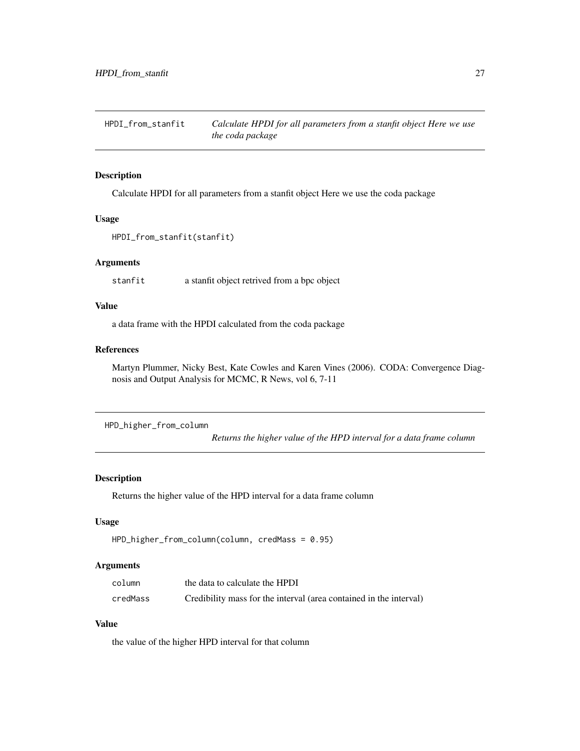## HPDI_from_stanfit — *Calculate HPDI for all parameters from a stanfit object Here we use the coda package*

### Description

Calculate HPDI for all parameters from a stanfit object Here we use the coda package

### Usage

```
HPDI_from_stanfit(stanfit)
```

### Arguments

| | |
|---|---|
| `stanfit` | a stanfit object retrived from a bpc object |

### Value

a data frame with the HPDI calculated from the coda package

### References

Martyn Plummer, Nicky Best, Kate Cowles and Karen Vines (2006). CODA: Convergence Diagnosis and Output Analysis for MCMC, R News, vol 6, 7-11

## HPD_higher_from_column — *Returns the higher value of the HPD interval for a data frame column*

### Description

Returns the higher value of the HPD interval for a data frame column

### Usage

```
HPD_higher_from_column(column, credMass = 0.95)
```

### Arguments

| | |
|---|---|
| `column` | the data to calculate the HPDI |
| `credMass` | Credibility mass for the interval (area contained in the interval) |

### Value

the value of the higher HPD interval for that column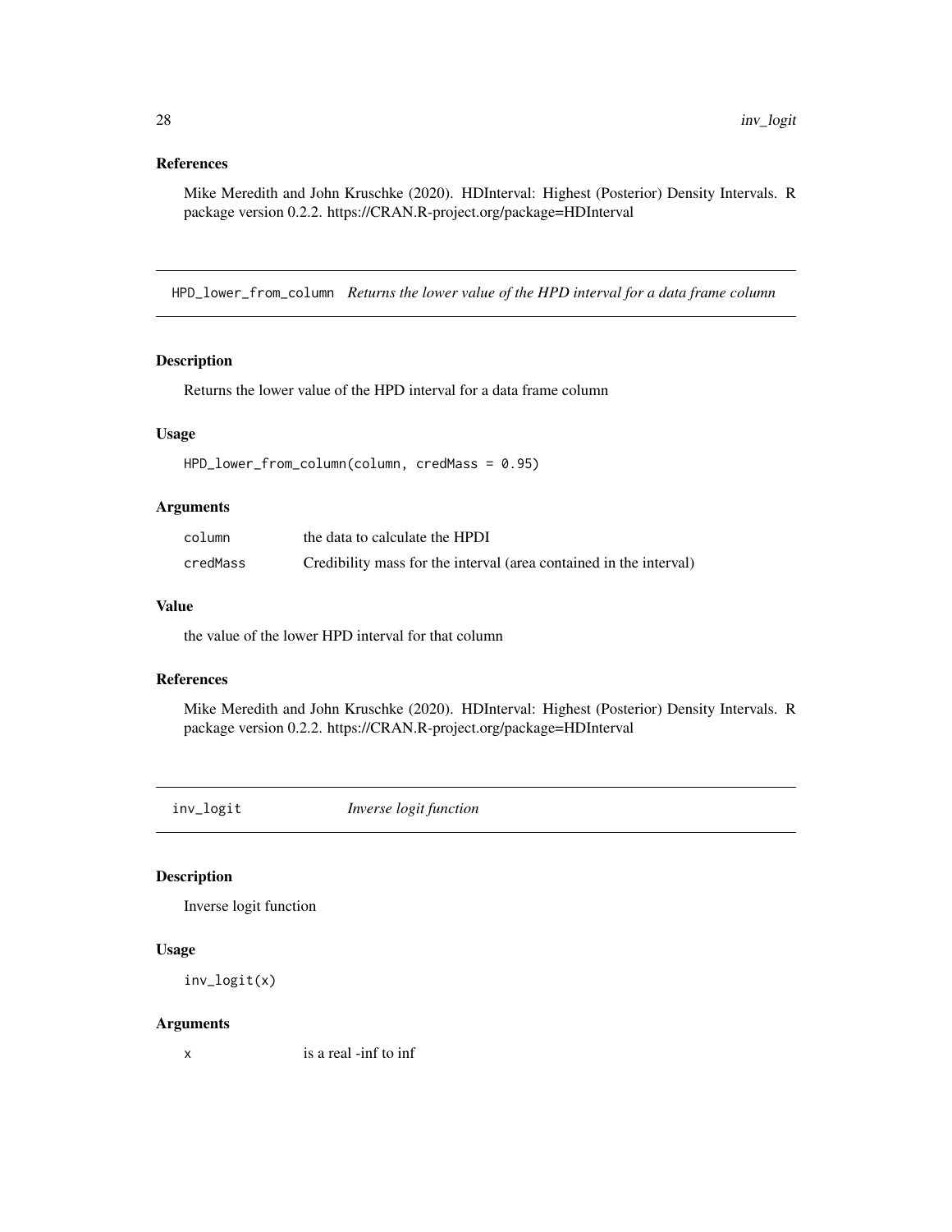### References

Mike Meredith and John Kruschke (2020). HDInterval: Highest (Posterior) Density Intervals. R package version 0.2.2. https://CRAN.R-project.org/package=HDInterval

## HPD_lower_from_column *Returns the lower value of the HPD interval for a data frame column*

### Description

Returns the lower value of the HPD interval for a data frame column

### Usage

```
HPD_lower_from_column(column, credMass = 0.95)
```

### Arguments

| | |
|---|---|
| column | the data to calculate the HPDI |
| credMass | Credibility mass for the interval (area contained in the interval) |

### Value

the value of the lower HPD interval for that column

### References

Mike Meredith and John Kruschke (2020). HDInterval: Highest (Posterior) Density Intervals. R package version 0.2.2. https://CRAN.R-project.org/package=HDInterval

## inv_logit *Inverse logit function*

### Description

Inverse logit function

### Usage

```
inv_logit(x)
```

### Arguments

| | |
|---|---|
| x | is a real -inf to inf |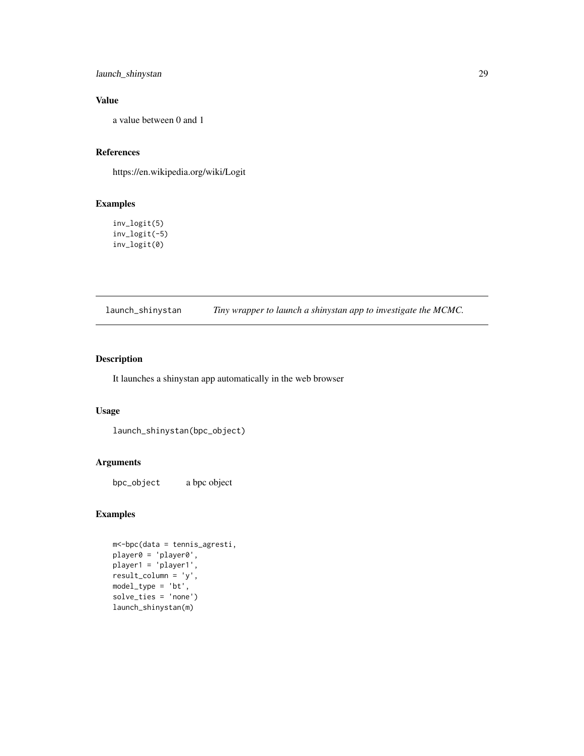### Value

a value between 0 and 1

### References

https://en.wikipedia.org/wiki/Logit

### Examples

```
inv_logit(5)
inv_logit(-5)
inv_logit(0)
```

---

## launch_shinystan — *Tiny wrapper to launch a shinystan app to investigate the MCMC.*

---

### Description

It launches a shinystan app automatically in the web browser

### Usage

```
launch_shinystan(bpc_object)
```

### Arguments

| | |
|---|---|
| `bpc_object` | a bpc object |

### Examples

```
m<-bpc(data = tennis_agresti,
player0 = 'player0',
player1 = 'player1',
result_column = 'y',
model_type = 'bt',
solve_ties = 'none')
launch_shinystan(m)
```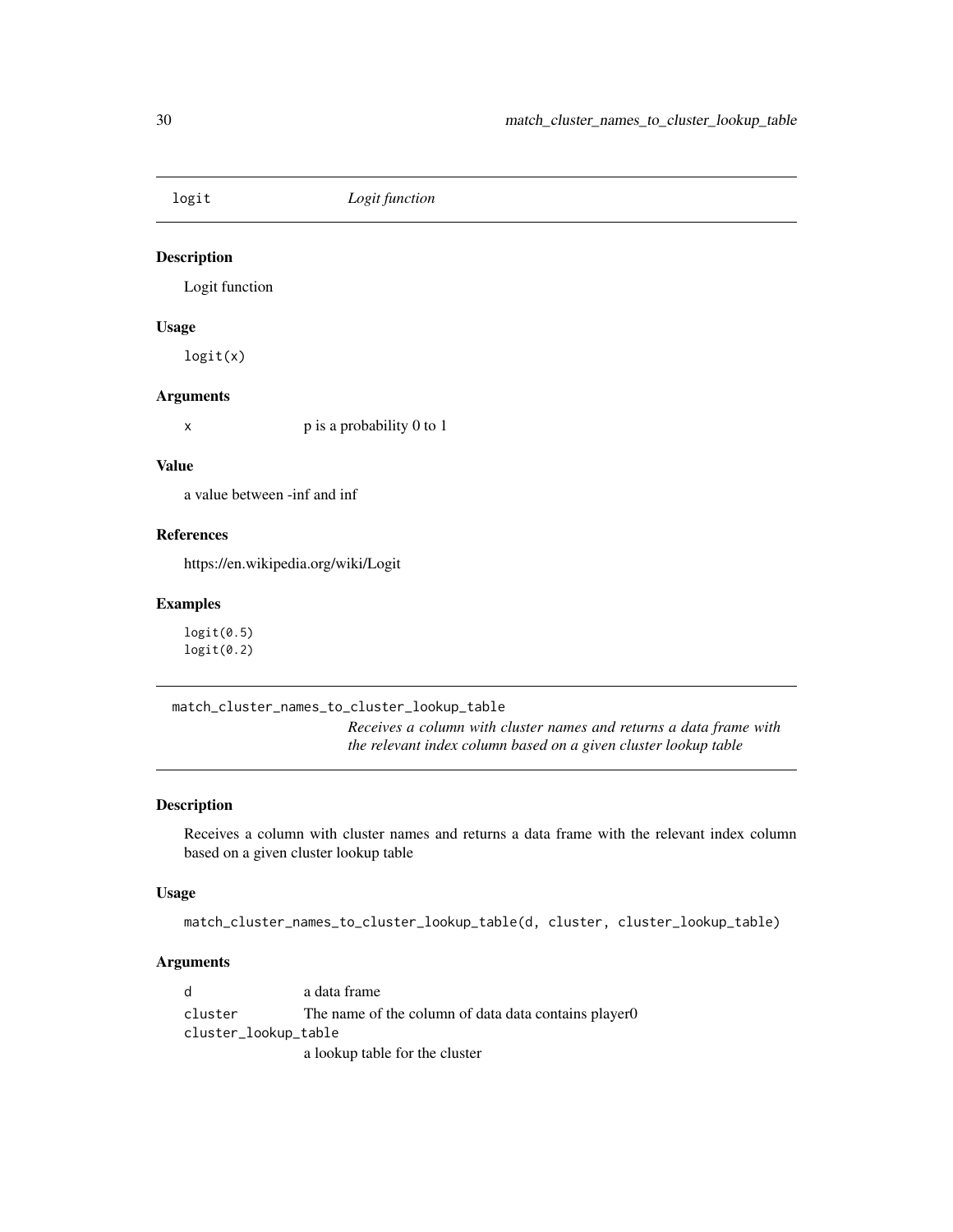## logit *Logit function*

### Description

Logit function

### Usage

```
logit(x)
```

### Arguments

| | |
|---|---|
| x | p is a probability 0 to 1 |

### Value

a value between -inf and inf

### References

https://en.wikipedia.org/wiki/Logit

### Examples

```
logit(0.5)
logit(0.2)
```

## match_cluster_names_to_cluster_lookup_table *Receives a column with cluster names and returns a data frame with the relevant index column based on a given cluster lookup table*

### Description

Receives a column with cluster names and returns a data frame with the relevant index column based on a given cluster lookup table

### Usage

```
match_cluster_names_to_cluster_lookup_table(d, cluster, cluster_lookup_table)
```

### Arguments

| | |
|---|---|
| d | a data frame |
| cluster | The name of the column of data data contains player0 |
| cluster_lookup_table | a lookup table for the cluster |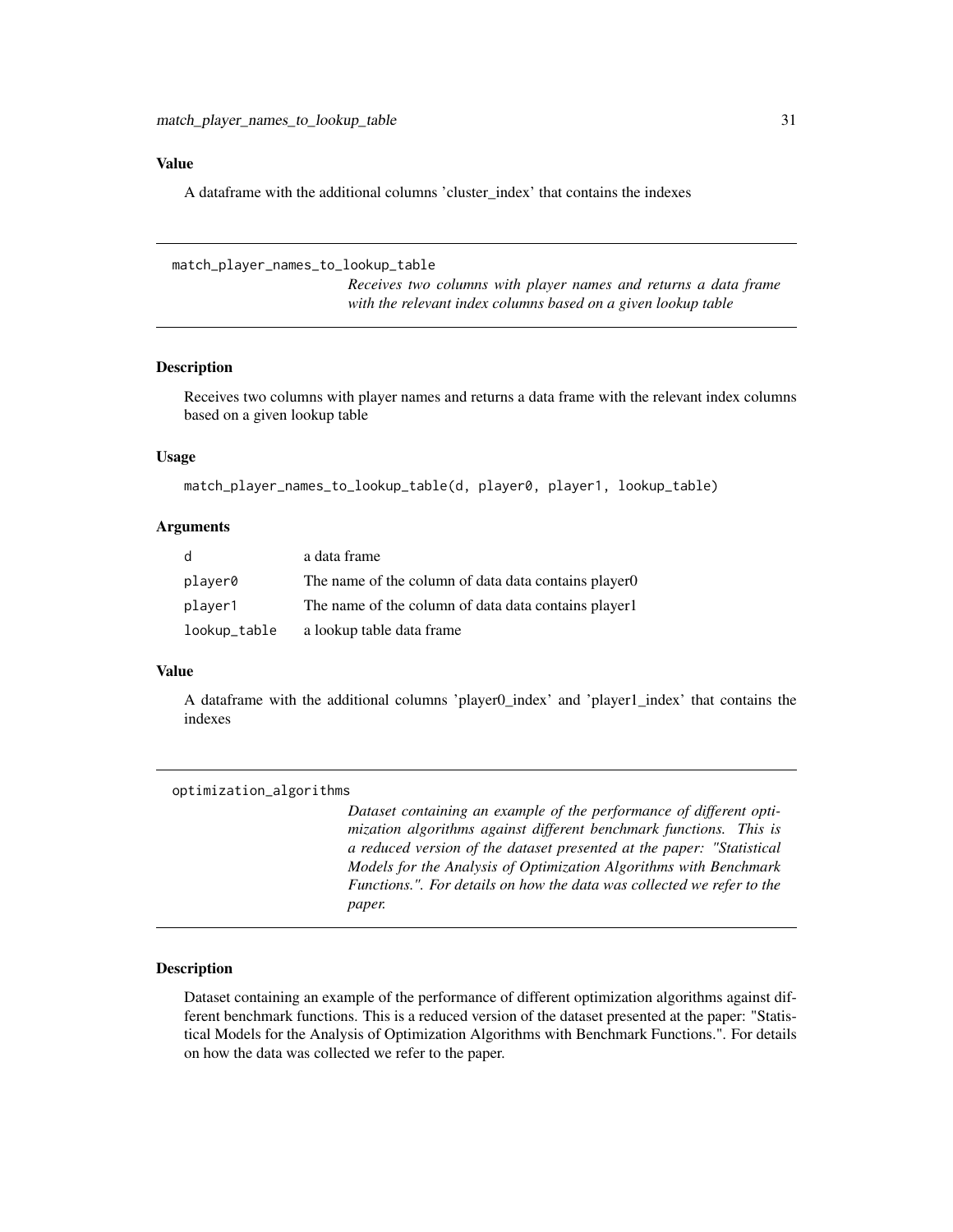### Value

A dataframe with the additional columns 'cluster_index' that contains the indexes

---

## match_player_names_to_lookup_table

*Receives two columns with player names and returns a data frame with the relevant index columns based on a given lookup table*

### Description

Receives two columns with player names and returns a data frame with the relevant index columns based on a given lookup table

### Usage

```
match_player_names_to_lookup_table(d, player0, player1, lookup_table)
```

### Arguments

| | |
|---|---|
| d | a data frame |
| player0 | The name of the column of data data contains player0 |
| player1 | The name of the column of data data contains player1 |
| lookup_table | a lookup table data frame |

### Value

A dataframe with the additional columns 'player0_index' and 'player1_index' that contains the indexes

---

## optimization_algorithms

*Dataset containing an example of the performance of different optimization algorithms against different benchmark functions. This is a reduced version of the dataset presented at the paper: "Statistical Models for the Analysis of Optimization Algorithms with Benchmark Functions.". For details on how the data was collected we refer to the paper.*

### Description

Dataset containing an example of the performance of different optimization algorithms against different benchmark functions. This is a reduced version of the dataset presented at the paper: "Statistical Models for the Analysis of Optimization Algorithms with Benchmark Functions.". For details on how the data was collected we refer to the paper.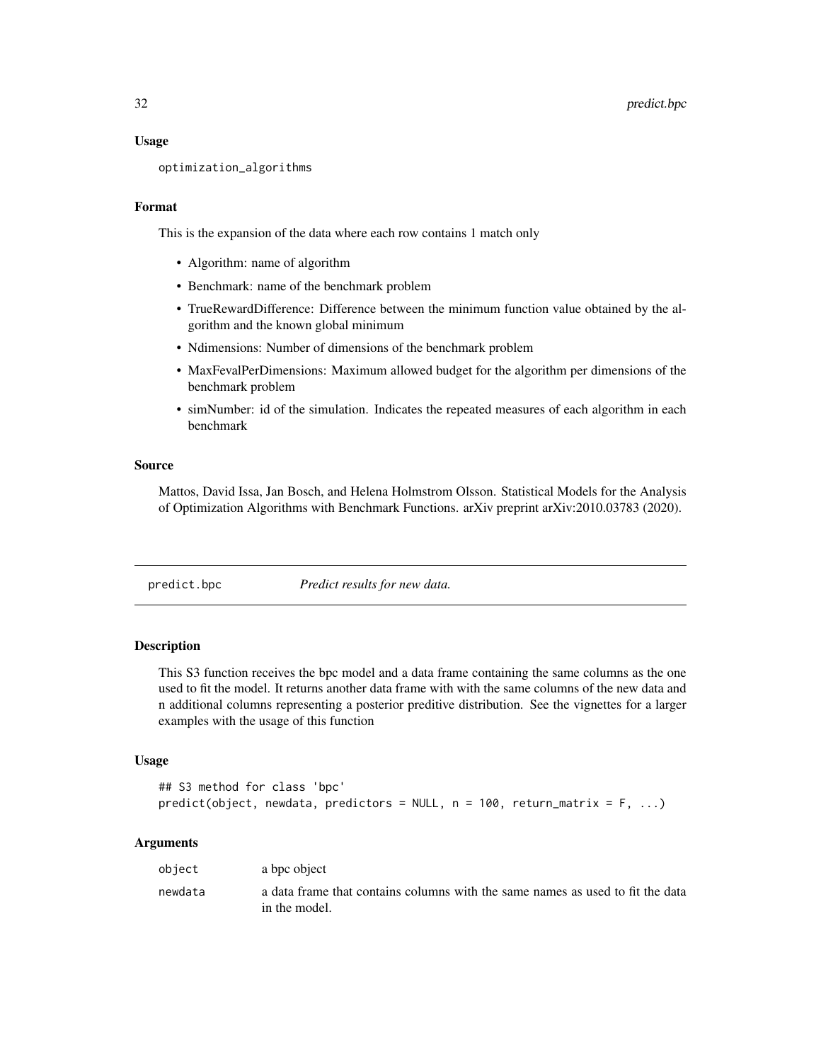### Usage

```
optimization_algorithms
```

### Format

This is the expansion of the data where each row contains 1 match only

- Algorithm: name of algorithm
- Benchmark: name of the benchmark problem
- TrueRewardDifference: Difference between the minimum function value obtained by the algorithm and the known global minimum
- Ndimensions: Number of dimensions of the benchmark problem
- MaxFevalPerDimensions: Maximum allowed budget for the algorithm per dimensions of the benchmark problem
- simNumber: id of the simulation. Indicates the repeated measures of each algorithm in each benchmark

### Source

Mattos, David Issa, Jan Bosch, and Helena Holmstrom Olsson. Statistical Models for the Analysis of Optimization Algorithms with Benchmark Functions. arXiv preprint arXiv:2010.03783 (2020).

---

## predict.bpc — *Predict results for new data.*

### Description

This S3 function receives the bpc model and a data frame containing the same columns as the one used to fit the model. It returns another data frame with with the same columns of the new data and n additional columns representing a posterior preditive distribution. See the vignettes for a larger examples with the usage of this function

### Usage

```
## S3 method for class 'bpc'
predict(object, newdata, predictors = NULL, n = 100, return_matrix = F, ...)
```

### Arguments

| | |
|---|---|
| object | a bpc object |
| newdata | a data frame that contains columns with the same names as used to fit the data in the model. |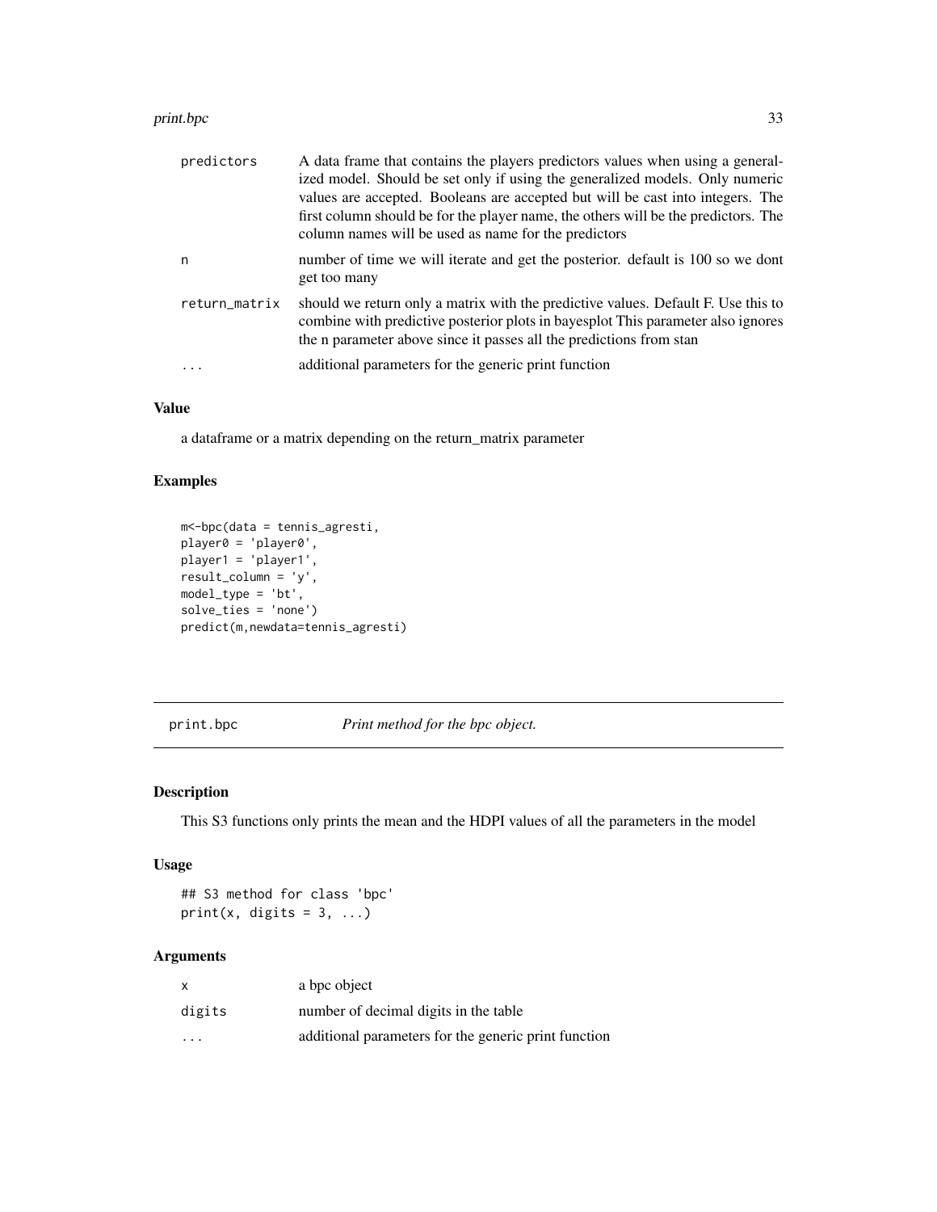| | |
|---|---|
| predictors | A data frame that contains the players predictors values when using a generalized model. Should be set only if using the generalized models. Only numeric values are accepted. Booleans are accepted but will be cast into integers. The first column should be for the player name, the others will be the predictors. The column names will be used as name for the predictors |
| n | number of time we will iterate and get the posterior. default is 100 so we dont get too many |
| return_matrix | should we return only a matrix with the predictive values. Default F. Use this to combine with predictive posterior plots in bayesplot This parameter also ignores the n parameter above since it passes all the predictions from stan |
| ... | additional parameters for the generic print function |

### Value

a dataframe or a matrix depending on the return_matrix parameter

### Examples

```
m<-bpc(data = tennis_agresti,
player0 = 'player0',
player1 = 'player1',
result_column = 'y',
model_type = 'bt',
solve_ties = 'none')
predict(m,newdata=tennis_agresti)
```

---

## print.bpc *Print method for the bpc object.*

---

### Description

This S3 functions only prints the mean and the HDPI values of all the parameters in the model

### Usage

```
## S3 method for class 'bpc'
print(x, digits = 3, ...)
```

### Arguments

| | |
|---|---|
| x | a bpc object |
| digits | number of decimal digits in the table |
| ... | additional parameters for the generic print function |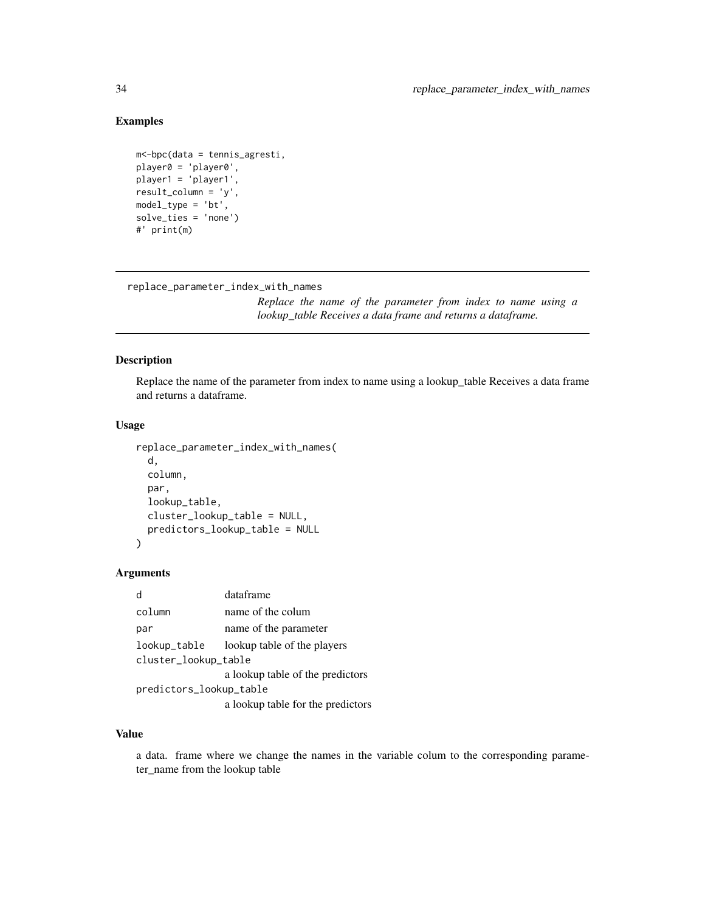## Examples

```
m<-bpc(data = tennis_agresti,
player0 = 'player0',
player1 = 'player1',
result_column = 'y',
model_type = 'bt',
solve_ties = 'none')
#' print(m)
```

---

`replace_parameter_index_with_names`

*Replace the name of the parameter from index to name using a lookup_table Receives a data frame and returns a dataframe.*

---

### Description

Replace the name of the parameter from index to name using a lookup_table Receives a data frame and returns a dataframe.

### Usage

```
replace_parameter_index_with_names(
  d,
  column,
  par,
  lookup_table,
  cluster_lookup_table = NULL,
  predictors_lookup_table = NULL
)
```

### Arguments

| | |
|---|---|
| `d` | dataframe |
| `column` | name of the colum |
| `par` | name of the parameter |
| `lookup_table` | lookup table of the players |
| `cluster_lookup_table` | a lookup table of the predictors |
| `predictors_lookup_table` | a lookup table for the predictors |

### Value

a data. frame where we change the names in the variable colum to the corresponding parameter_name from the lookup table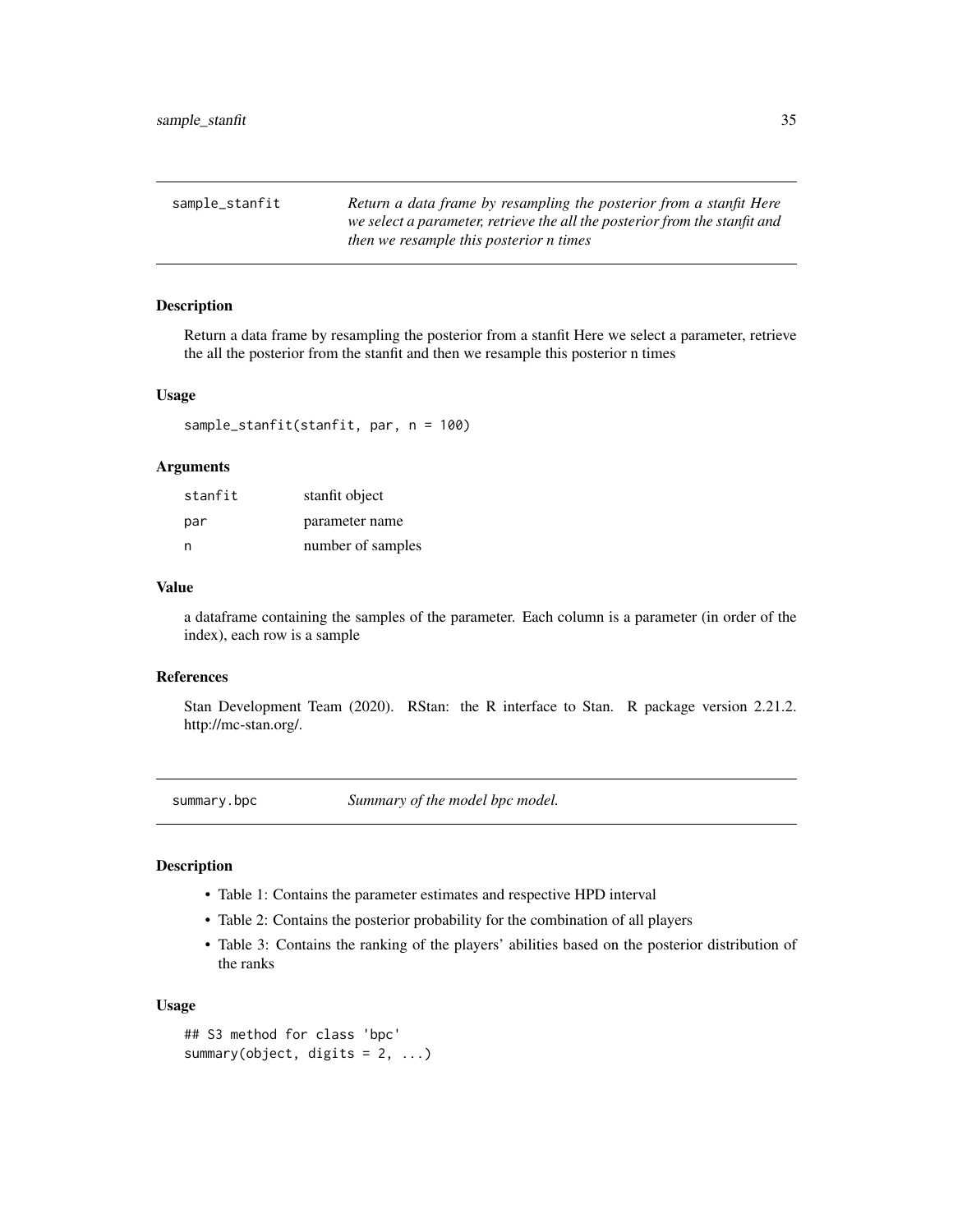## sample_stanfit

*Return a data frame by resampling the posterior from a stanfit Here we select a parameter, retrieve the all the posterior from the stanfit and then we resample this posterior n times*

### Description

Return a data frame by resampling the posterior from a stanfit Here we select a parameter, retrieve the all the posterior from the stanfit and then we resample this posterior n times

### Usage

```
sample_stanfit(stanfit, par, n = 100)
```

### Arguments

| | |
|---|---|
| `stanfit` | stanfit object |
| `par` | parameter name |
| `n` | number of samples |

### Value

a dataframe containing the samples of the parameter. Each column is a parameter (in order of the index), each row is a sample

### References

Stan Development Team (2020). RStan: the R interface to Stan. R package version 2.21.2. http://mc-stan.org/.

## summary.bpc

*Summary of the model bpc model.*

### Description

- Table 1: Contains the parameter estimates and respective HPD interval
- Table 2: Contains the posterior probability for the combination of all players
- Table 3: Contains the ranking of the players' abilities based on the posterior distribution of the ranks

### Usage

```
## S3 method for class 'bpc'
summary(object, digits = 2, ...)
```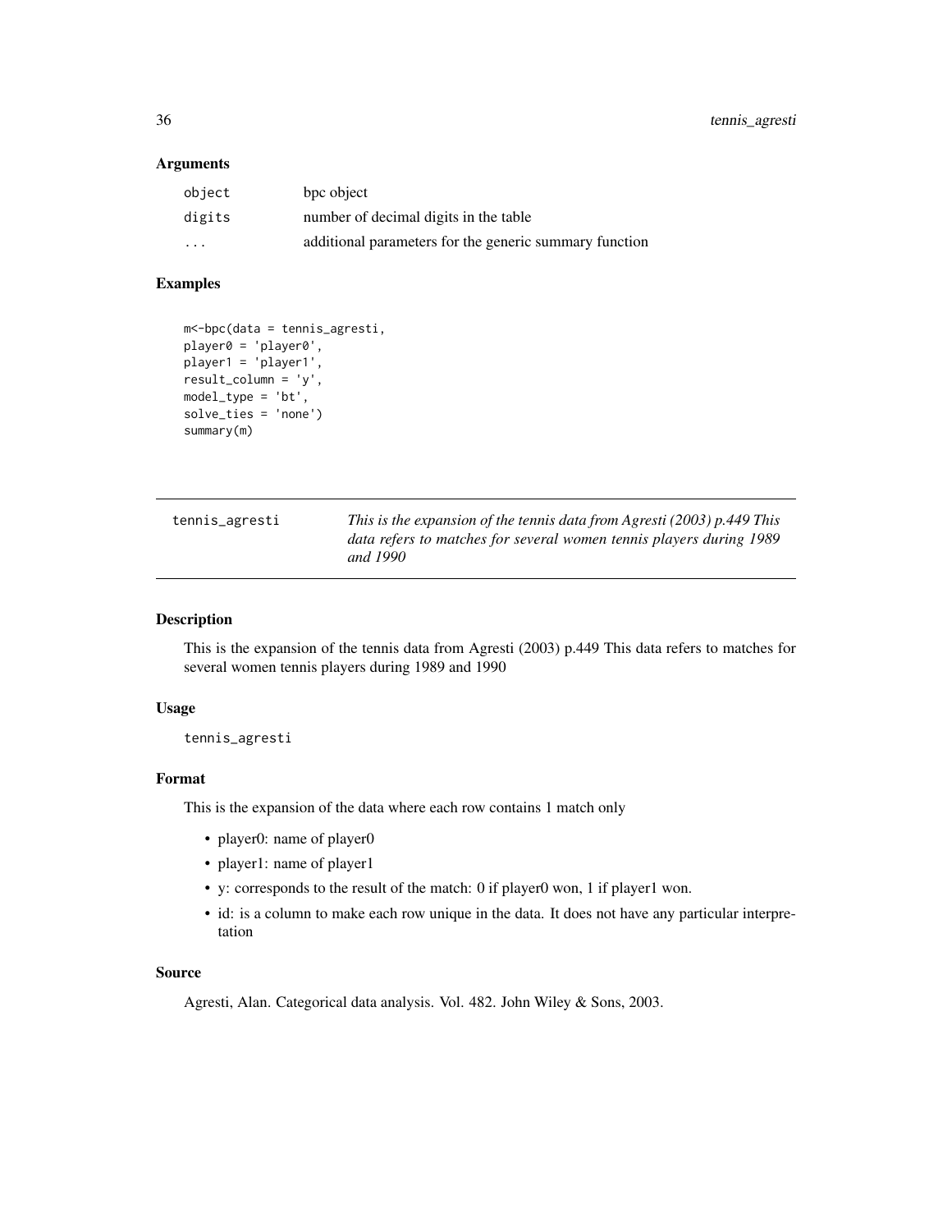### Arguments

| | |
|---|---|
| object | bpc object |
| digits | number of decimal digits in the table |
| ... | additional parameters for the generic summary function |

### Examples

```
m<-bpc(data = tennis_agresti,
player0 = 'player0',
player1 = 'player1',
result_column = 'y',
model_type = 'bt',
solve_ties = 'none')
summary(m)
```

---

## tennis_agresti

*This is the expansion of the tennis data from Agresti (2003) p.449 This data refers to matches for several women tennis players during 1989 and 1990*

---

### Description

This is the expansion of the tennis data from Agresti (2003) p.449 This data refers to matches for several women tennis players during 1989 and 1990

### Usage

```
tennis_agresti
```

### Format

This is the expansion of the data where each row contains 1 match only

- player0: name of player0
- player1: name of player1
- y: corresponds to the result of the match: 0 if player0 won, 1 if player1 won.
- id: is a column to make each row unique in the data. It does not have any particular interpretation

### Source

Agresti, Alan. Categorical data analysis. Vol. 482. John Wiley & Sons, 2003.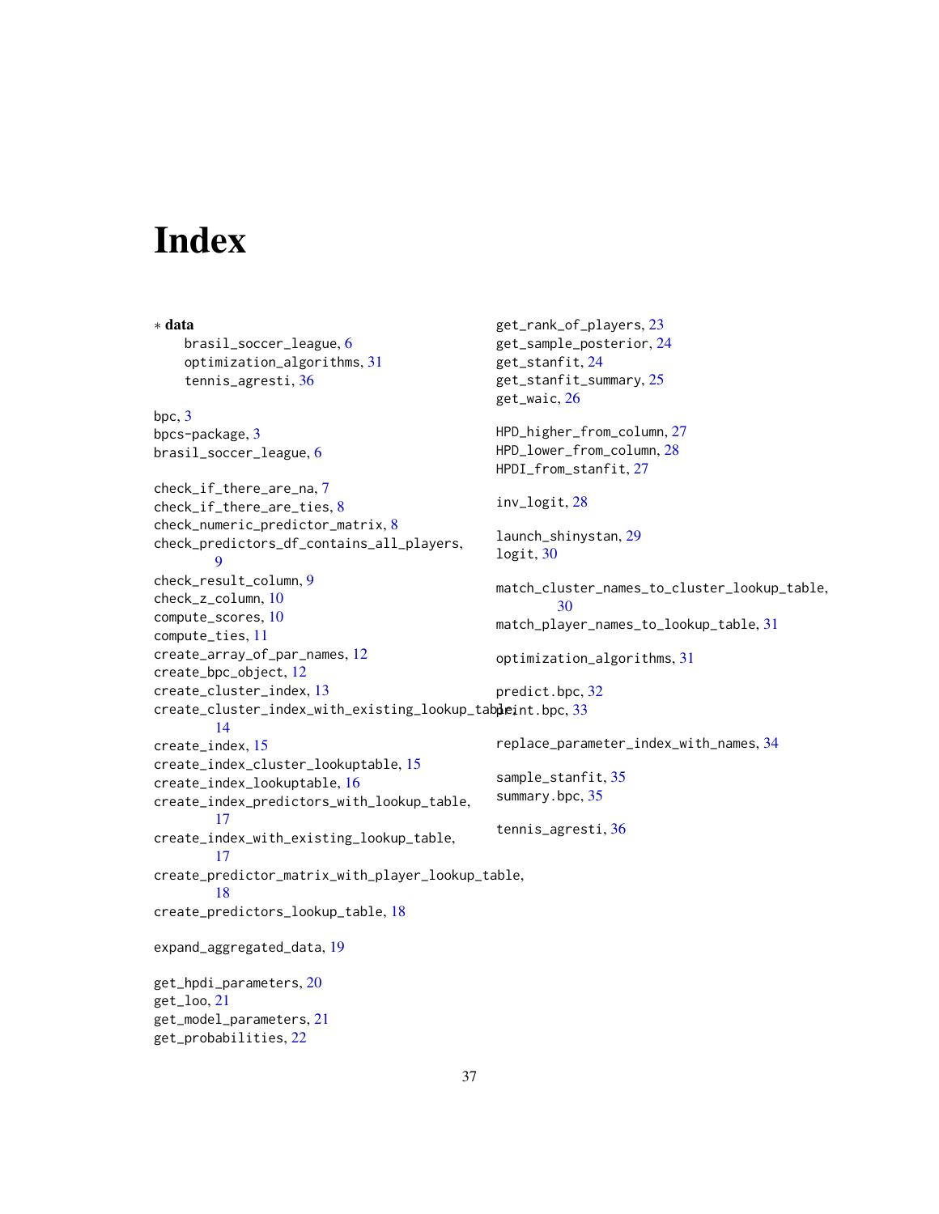# Index

∗ **data**

brasil_soccer_league, 6
optimization_algorithms, 31
tennis_agresti, 36

bpc, 3
bpcs-package, 3
brasil_soccer_league, 6

check_if_there_are_na, 7
check_if_there_are_ties, 8
check_numeric_predictor_matrix, 8
check_predictors_df_contains_all_players, 9
check_result_column, 9
check_z_column, 10
compute_scores, 10
compute_ties, 11
create_array_of_par_names, 12
create_bpc_object, 12
create_cluster_index, 13
create_cluster_index_with_existing_lookup_table, 14
create_index, 15
create_index_cluster_lookuptable, 15
create_index_lookuptable, 16
create_index_predictors_with_lookup_table, 17
create_index_with_existing_lookup_table, 17
create_predictor_matrix_with_player_lookup_table, 18
create_predictors_lookup_table, 18

expand_aggregated_data, 19

get_hpdi_parameters, 20
get_loo, 21
get_model_parameters, 21
get_probabilities, 22
get_rank_of_players, 23
get_sample_posterior, 24
get_stanfit, 24
get_stanfit_summary, 25
get_waic, 26

HPD_higher_from_column, 27
HPD_lower_from_column, 28
HPDI_from_stanfit, 27

inv_logit, 28

launch_shinystan, 29
logit, 30

match_cluster_names_to_cluster_lookup_table, 30
match_player_names_to_lookup_table, 31

optimization_algorithms, 31

predict.bpc, 32
print.bpc, 33

replace_parameter_index_with_names, 34

sample_stanfit, 35
summary.bpc, 35

tennis_agresti, 36